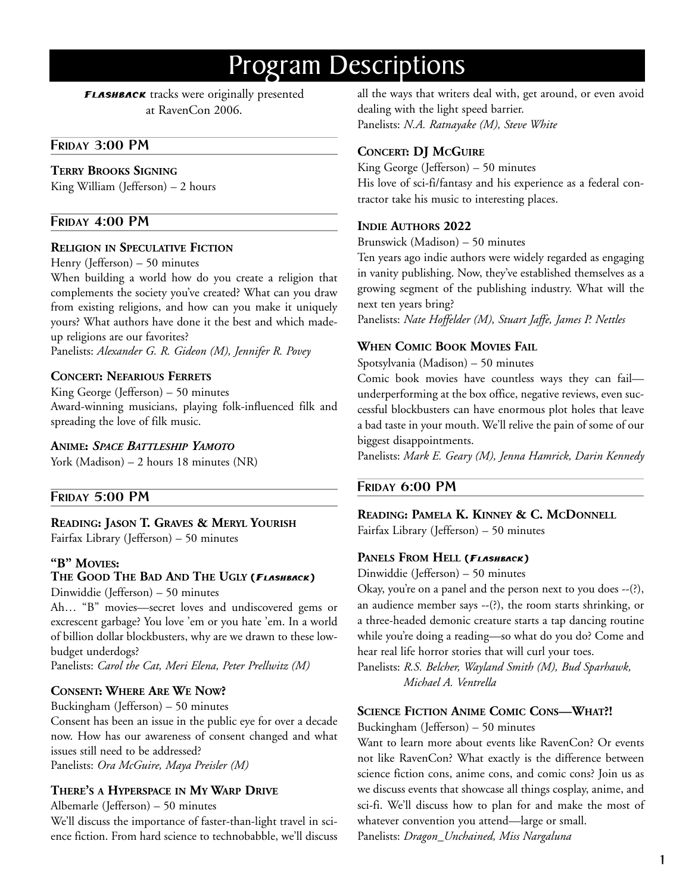# Program Descriptions

***Flashback*** tracks were originally presented at RavenCon 2006.

## Friday 3:00 PM

### Terry Brooks Signing

King William (Jefferson) – 2 hours

## Friday 4:00 PM

### Religion in Speculative Fiction

Henry (Jefferson) – 50 minutes

When building a world how do you create a religion that complements the society you've created? What can you draw from existing religions, and how can you make it uniquely yours? What authors have done it the best and which made-up religions are our favorites?

Panelists: *Alexander G. R. Gideon (M), Jennifer R. Povey*

### Concert: Nefarious Ferrets

King George (Jefferson) – 50 minutes

Award-winning musicians, playing folk-influenced filk and spreading the love of filk music.

### Anime: *Space Battleship Yamoto*

York (Madison) – 2 hours 18 minutes (NR)

## Friday 5:00 PM

### Reading: Jason T. Graves & Meryl Yourish

Fairfax Library (Jefferson) – 50 minutes

### "B" Movies: The Good The Bad And The Ugly (*Flashback*)

Dinwiddie (Jefferson) – 50 minutes

Ah… "B" movies—secret loves and undiscovered gems or excrescent garbage? You love 'em or you hate 'em. In a world of billion dollar blockbusters, why are we drawn to these low-budget underdogs?

Panelists: *Carol the Cat, Meri Elena, Peter Prellwitz (M)*

### Consent: Where Are We Now?

Buckingham (Jefferson) – 50 minutes

Consent has been an issue in the public eye for over a decade now. How has our awareness of consent changed and what issues still need to be addressed?

Panelists: *Ora McGuire, Maya Preisler (M)*

### There's a Hyperspace in My Warp Drive

Albemarle (Jefferson) – 50 minutes

We'll discuss the importance of faster-than-light travel in science fiction. From hard science to technobabble, we'll discuss all the ways that writers deal with, get around, or even avoid dealing with the light speed barrier.

Panelists: *N.A. Ratnayake (M), Steve White*

### Concert: DJ McGuire

King George (Jefferson) – 50 minutes

His love of sci-fi/fantasy and his experience as a federal contractor take his music to interesting places.

### Indie Authors 2022

Brunswick (Madison) – 50 minutes

Ten years ago indie authors were widely regarded as engaging in vanity publishing. Now, they've established themselves as a growing segment of the publishing industry. What will the next ten years bring?

Panelists: *Nate Hoffelder (M), Stuart Jaffe, James P. Nettles*

### When Comic Book Movies Fail

Spotsylvania (Madison) – 50 minutes

Comic book movies have countless ways they can fail—underperforming at the box office, negative reviews, even successful blockbusters can have enormous plot holes that leave a bad taste in your mouth. We'll relive the pain of some of our biggest disappointments.

Panelists: *Mark E. Geary (M), Jenna Hamrick, Darin Kennedy*

## Friday 6:00 PM

### Reading: Pamela K. Kinney & C. McDonnell

Fairfax Library (Jefferson) – 50 minutes

### Panels From Hell (*Flashback*)

Dinwiddie (Jefferson) – 50 minutes

Okay, you're on a panel and the person next to you does --(?), an audience member says --(?), the room starts shrinking, or a three-headed demonic creature starts a tap dancing routine while you're doing a reading—so what do you do? Come and hear real life horror stories that will curl your toes.

Panelists: *R.S. Belcher, Wayland Smith (M), Bud Sparhawk, Michael A. Ventrella*

### Science Fiction Anime Comic Cons—What?!

Buckingham (Jefferson) – 50 minutes

Want to learn more about events like RavenCon? Or events not like RavenCon? What exactly is the difference between science fiction cons, anime cons, and comic cons? Join us as we discuss events that showcase all things cosplay, anime, and sci-fi. We'll discuss how to plan for and make the most of whatever convention you attend—large or small.

Panelists: *Dragon_Unchained, Miss Nargaluna*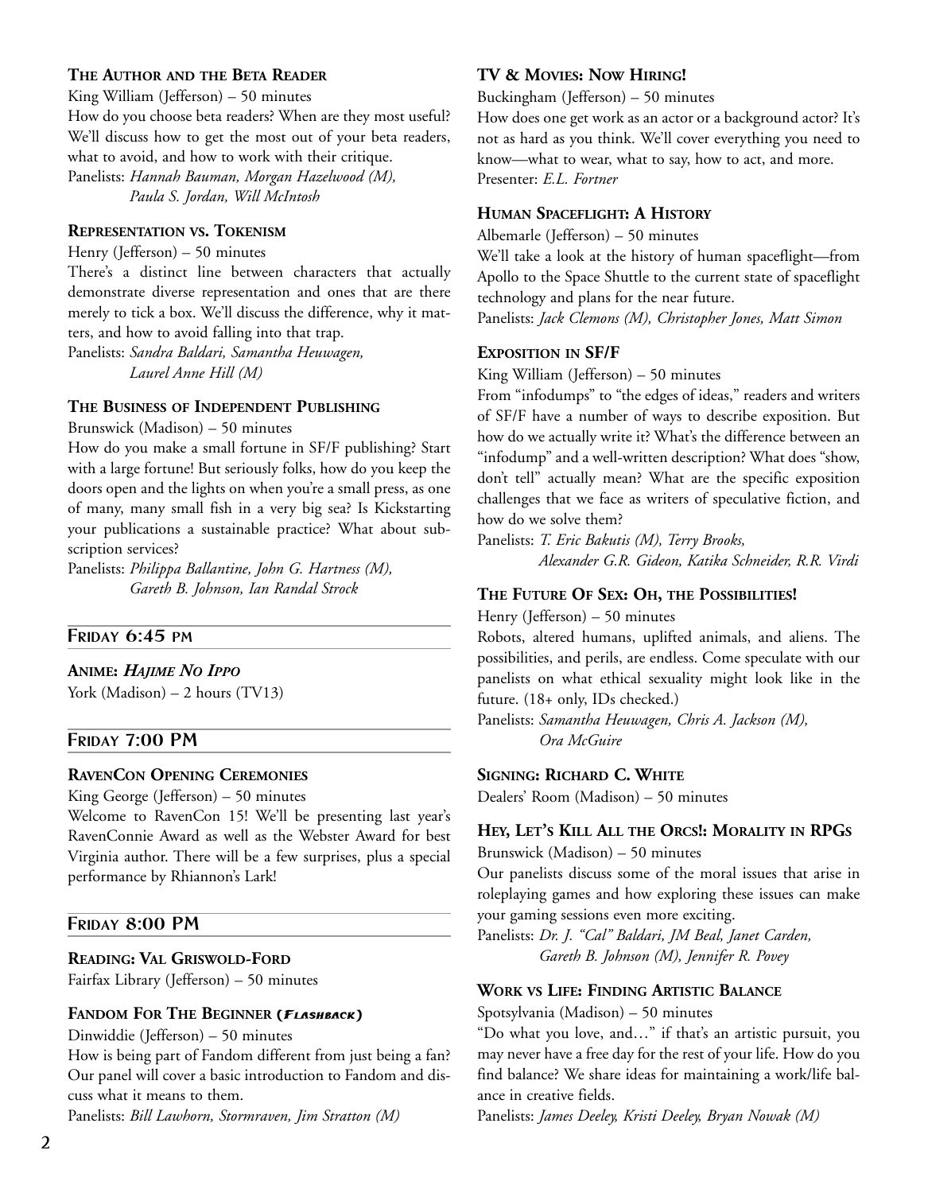### The Author and the Beta Reader

King William (Jefferson) – 50 minutes

How do you choose beta readers? When are they most useful? We'll discuss how to get the most out of your beta readers, what to avoid, and how to work with their critique.

Panelists: *Hannah Bauman, Morgan Hazelwood (M), Paula S. Jordan, Will McIntosh*

### Representation vs. Tokenism

Henry (Jefferson) – 50 minutes

There's a distinct line between characters that actually demonstrate diverse representation and ones that are there merely to tick a box. We'll discuss the difference, why it matters, and how to avoid falling into that trap.

Panelists: *Sandra Baldari, Samantha Heuwagen, Laurel Anne Hill (M)*

### The Business of Independent Publishing

Brunswick (Madison) – 50 minutes

How do you make a small fortune in SF/F publishing? Start with a large fortune! But seriously folks, how do you keep the doors open and the lights on when you're a small press, as one of many, many small fish in a very big sea? Is Kickstarting your publications a sustainable practice? What about subscription services?

Panelists: *Philippa Ballantine, John G. Hartness (M), Gareth B. Johnson, Ian Randal Strock*

## Friday 6:45 PM

### Anime: *Hajime No Ippo*

York (Madison) – 2 hours (TV13)

## Friday 7:00 PM

### RavenCon Opening Ceremonies

King George (Jefferson) – 50 minutes

Welcome to RavenCon 15! We'll be presenting last year's RavenConnie Award as well as the Webster Award for best Virginia author. There will be a few surprises, plus a special performance by Rhiannon's Lark!

## Friday 8:00 PM

### Reading: Val Griswold-Ford

Fairfax Library (Jefferson) – 50 minutes

### Fandom For The Beginner (*Flashback*)

Dinwiddie (Jefferson) – 50 minutes

How is being part of Fandom different from just being a fan? Our panel will cover a basic introduction to Fandom and discuss what it means to them.

Panelists: *Bill Lawhorn, Stormraven, Jim Stratton (M)*

### TV & Movies: Now Hiring!

Buckingham (Jefferson) – 50 minutes

How does one get work as an actor or a background actor? It's not as hard as you think. We'll cover everything you need to know—what to wear, what to say, how to act, and more.

Presenter: *E.L. Fortner*

### Human Spaceflight: A History

Albemarle (Jefferson) – 50 minutes

We'll take a look at the history of human spaceflight—from Apollo to the Space Shuttle to the current state of spaceflight technology and plans for the near future.

Panelists: *Jack Clemons (M), Christopher Jones, Matt Simon*

### Exposition in SF/F

King William (Jefferson) – 50 minutes

From "infodumps" to "the edges of ideas," readers and writers of SF/F have a number of ways to describe exposition. But how do we actually write it? What's the difference between an "infodump" and a well-written description? What does "show, don't tell" actually mean? What are the specific exposition challenges that we face as writers of speculative fiction, and how do we solve them?

Panelists: *T. Eric Bakutis (M), Terry Brooks, Alexander G.R. Gideon, Katika Schneider, R.R. Virdi*

### The Future Of Sex: Oh, the Possibilities!

Henry (Jefferson) – 50 minutes

Robots, altered humans, uplifted animals, and aliens. The possibilities, and perils, are endless. Come speculate with our panelists on what ethical sexuality might look like in the future. (18+ only, IDs checked.)

Panelists: *Samantha Heuwagen, Chris A. Jackson (M), Ora McGuire*

### Signing: Richard C. White

Dealers' Room (Madison) – 50 minutes

### Hey, Let's Kill All the Orcs!: Morality in RPGs

Brunswick (Madison) – 50 minutes

Our panelists discuss some of the moral issues that arise in roleplaying games and how exploring these issues can make your gaming sessions even more exciting.

Panelists: *Dr. J. "Cal" Baldari, JM Beal, Janet Carden, Gareth B. Johnson (M), Jennifer R. Povey*

### Work vs Life: Finding Artistic Balance

Spotsylvania (Madison) – 50 minutes

"Do what you love, and…" if that's an artistic pursuit, you may never have a free day for the rest of your life. How do you find balance? We share ideas for maintaining a work/life balance in creative fields.

Panelists: *James Deeley, Kristi Deeley, Bryan Nowak (M)*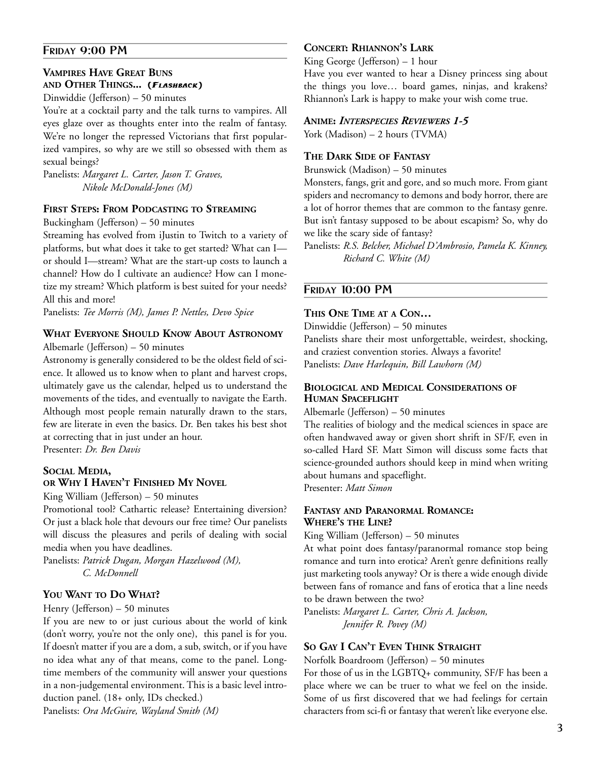## Friday 9:00 PM

### Vampires Have Great Buns and Other Things... (*Flashback*)

Dinwiddie (Jefferson) – 50 minutes

You're at a cocktail party and the talk turns to vampires. All eyes glaze over as thoughts enter into the realm of fantasy. We're no longer the repressed Victorians that first popularized vampires, so why are we still so obsessed with them as sexual beings?

Panelists: *Margaret L. Carter, Jason T. Graves, Nikole McDonald-Jones (M)*

### First Steps: From Podcasting to Streaming

Buckingham (Jefferson) – 50 minutes

Streaming has evolved from iJustin to Twitch to a variety of platforms, but what does it take to get started? What can I—or should I—stream? What are the start-up costs to launch a channel? How do I cultivate an audience? How can I monetize my stream? Which platform is best suited for your needs? All this and more!

Panelists: *Tee Morris (M), James P. Nettles, Devo Spice*

### What Everyone Should Know About Astronomy

Albemarle (Jefferson) – 50 minutes

Astronomy is generally considered to be the oldest field of science. It allowed us to know when to plant and harvest crops, ultimately gave us the calendar, helped us to understand the movements of the tides, and eventually to navigate the Earth. Although most people remain naturally drawn to the stars, few are literate in even the basics. Dr. Ben takes his best shot at correcting that in just under an hour.

Presenter: *Dr. Ben Davis*

### Social Media, or Why I Haven't Finished My Novel

King William (Jefferson) – 50 minutes

Promotional tool? Cathartic release? Entertaining diversion? Or just a black hole that devours our free time? Our panelists will discuss the pleasures and perils of dealing with social media when you have deadlines.

Panelists: *Patrick Dugan, Morgan Hazelwood (M), C. McDonnell*

### You Want to Do What?

Henry (Jefferson) – 50 minutes

If you are new to or just curious about the world of kink (don't worry, you're not the only one), this panel is for you. If doesn't matter if you are a dom, a sub, switch, or if you have no idea what any of that means, come to the panel. Longtime members of the community will answer your questions in a non-judgemental environment. This is a basic level introduction panel. (18+ only, IDs checked.)

Panelists: *Ora McGuire, Wayland Smith (M)*

### Concert: Rhiannon's Lark

King George (Jefferson) – 1 hour

Have you ever wanted to hear a Disney princess sing about the things you love… board games, ninjas, and krakens? Rhiannon's Lark is happy to make your wish come true.

### Anime: *Interspecies Reviewers 1-5*

York (Madison) – 2 hours (TVMA)

### The Dark Side of Fantasy

Brunswick (Madison) – 50 minutes

Monsters, fangs, grit and gore, and so much more. From giant spiders and necromancy to demons and body horror, there are a lot of horror themes that are common to the fantasy genre. But isn't fantasy supposed to be about escapism? So, why do we like the scary side of fantasy?

Panelists: *R.S. Belcher, Michael D'Ambrosio, Pamela K. Kinney, Richard C. White (M)*

## Friday 10:00 PM

### This One Time at a Con…

Dinwiddie (Jefferson) – 50 minutes

Panelists share their most unforgettable, weirdest, shocking, and craziest convention stories. Always a favorite!

Panelists: *Dave Harlequin, Bill Lawhorn (M)*

### Biological and Medical Considerations of Human Spaceflight

Albemarle (Jefferson) – 50 minutes

The realities of biology and the medical sciences in space are often handwaved away or given short shrift in SF/F, even in so-called Hard SF. Matt Simon will discuss some facts that science-grounded authors should keep in mind when writing about humans and spaceflight.

Presenter: *Matt Simon*

### Fantasy and Paranormal Romance: Where's the Line?

King William (Jefferson) – 50 minutes

At what point does fantasy/paranormal romance stop being romance and turn into erotica? Aren't genre definitions really just marketing tools anyway? Or is there a wide enough divide between fans of romance and fans of erotica that a line needs to be drawn between the two?

Panelists: *Margaret L. Carter, Chris A. Jackson, Jennifer R. Povey (M)*

### So Gay I Can't Even Think Straight

Norfolk Boardroom (Jefferson) – 50 minutes

For those of us in the LGBTQ+ community, SF/F has been a place where we can be truer to what we feel on the inside. Some of us first discovered that we had feelings for certain characters from sci-fi or fantasy that weren't like everyone else.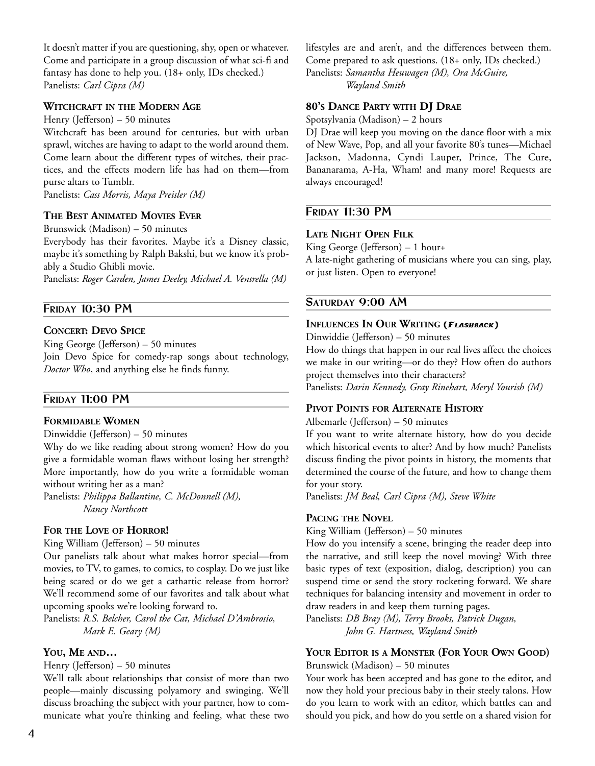It doesn't matter if you are questioning, shy, open or whatever. Come and participate in a group discussion of what sci-fi and fantasy has done to help you. (18+ only, IDs checked.)
Panelists: *Carl Cipra (M)*

### Witchcraft in the Modern Age

Henry (Jefferson) – 50 minutes
Witchcraft has been around for centuries, but with urban sprawl, witches are having to adapt to the world around them. Come learn about the different types of witches, their practices, and the effects modern life has had on them—from purse altars to Tumblr.
Panelists: *Cass Morris, Maya Preisler (M)*

### The Best Animated Movies Ever

Brunswick (Madison) – 50 minutes
Everybody has their favorites. Maybe it's a Disney classic, maybe it's something by Ralph Bakshi, but we know it's probably a Studio Ghibli movie.
Panelists: *Roger Carden, James Deeley, Michael A. Ventrella (M)*

## Friday 10:30 PM

### Concert: Devo Spice

King George (Jefferson) – 50 minutes
Join Devo Spice for comedy-rap songs about technology, *Doctor Who*, and anything else he finds funny.

## Friday 11:00 PM

### Formidable Women

Dinwiddie (Jefferson) – 50 minutes
Why do we like reading about strong women? How do you give a formidable woman flaws without losing her strength? More importantly, how do you write a formidable woman without writing her as a man?
Panelists: *Philippa Ballantine, C. McDonnell (M), Nancy Northcott*

### For the Love of Horror!

King William (Jefferson) – 50 minutes
Our panelists talk about what makes horror special—from movies, to TV, to games, to comics, to cosplay. Do we just like being scared or do we get a cathartic release from horror? We'll recommend some of our favorites and talk about what upcoming spooks we're looking forward to.
Panelists: *R.S. Belcher, Carol the Cat, Michael D'Ambrosio, Mark E. Geary (M)*

### You, Me and…

Henry (Jefferson) – 50 minutes
We'll talk about relationships that consist of more than two people—mainly discussing polyamory and swinging. We'll discuss broaching the subject with your partner, how to communicate what you're thinking and feeling, what these two lifestyles are and aren't, and the differences between them. Come prepared to ask questions. (18+ only, IDs checked.)
Panelists: *Samantha Heuwagen (M), Ora McGuire, Wayland Smith*

### 80's Dance Party with DJ Drae

Spotsylvania (Madison) – 2 hours
DJ Drae will keep you moving on the dance floor with a mix of New Wave, Pop, and all your favorite 80's tunes—Michael Jackson, Madonna, Cyndi Lauper, Prince, The Cure, Bananarama, A-Ha, Wham! and many more! Requests are always encouraged!

## Friday 11:30 PM

### Late Night Open Filk

King George (Jefferson) – 1 hour+
A late-night gathering of musicians where you can sing, play, or just listen. Open to everyone!

## Saturday 9:00 AM

### Influences In Our Writing (*Flashback*)

Dinwiddie (Jefferson) – 50 minutes
How do things that happen in our real lives affect the choices we make in our writing—or do they? How often do authors project themselves into their characters?
Panelists: *Darin Kennedy, Gray Rinehart, Meryl Yourish (M)*

### Pivot Points for Alternate History

Albemarle (Jefferson) – 50 minutes
If you want to write alternate history, how do you decide which historical events to alter? And by how much? Panelists discuss finding the pivot points in history, the moments that determined the course of the future, and how to change them for your story.
Panelists: *JM Beal, Carl Cipra (M), Steve White*

### Pacing the Novel

King William (Jefferson) – 50 minutes
How do you intensify a scene, bringing the reader deep into the narrative, and still keep the novel moving? With three basic types of text (exposition, dialog, description) you can suspend time or send the story rocketing forward. We share techniques for balancing intensity and movement in order to draw readers in and keep them turning pages.
Panelists: *DB Bray (M), Terry Brooks, Patrick Dugan, John G. Hartness, Wayland Smith*

### Your Editor is a Monster (For Your Own Good)

Brunswick (Madison) – 50 minutes
Your work has been accepted and has gone to the editor, and now they hold your precious baby in their steely talons. How do you learn to work with an editor, which battles can and should you pick, and how do you settle on a shared vision for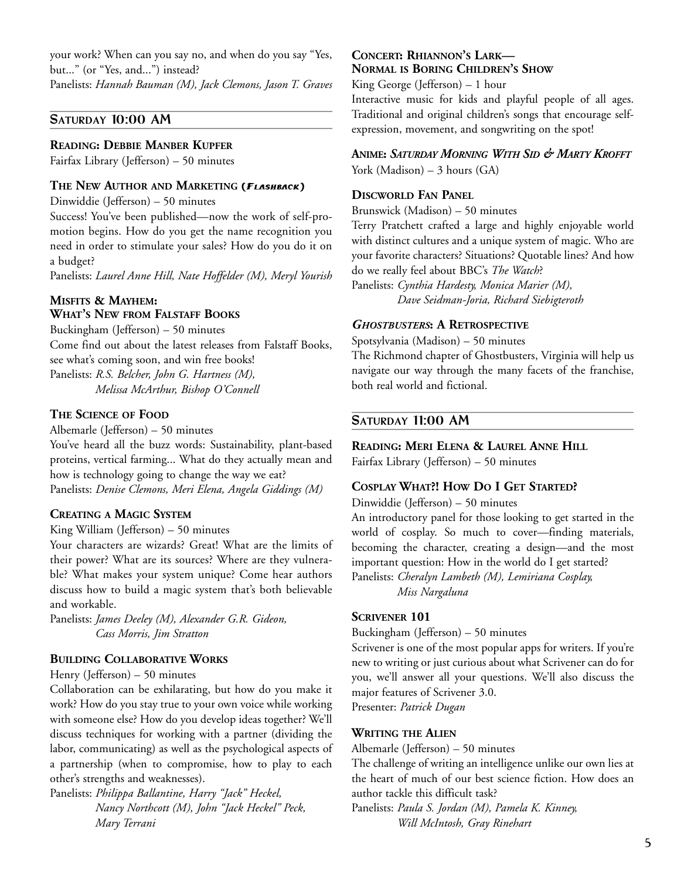your work? When can you say no, and when do you say "Yes, but..." (or "Yes, and...") instead?
Panelists: *Hannah Bauman (M), Jack Clemons, Jason T. Graves*

## Saturday 10:00 AM

### Reading: Debbie Manber Kupfer
Fairfax Library (Jefferson) – 50 minutes

### The New Author and Marketing (*Flashback*)
Dinwiddie (Jefferson) – 50 minutes
Success! You've been published—now the work of self-promotion begins. How do you get the name recognition you need in order to stimulate your sales? How do you do it on a budget?
Panelists: *Laurel Anne Hill, Nate Hoffelder (M), Meryl Yourish*

### Misfits & Mayhem: What's New from Falstaff Books
Buckingham (Jefferson) – 50 minutes
Come find out about the latest releases from Falstaff Books, see what's coming soon, and win free books!
Panelists: *R.S. Belcher, John G. Hartness (M), Melissa McArthur, Bishop O'Connell*

### The Science of Food
Albemarle (Jefferson) – 50 minutes
You've heard all the buzz words: Sustainability, plant-based proteins, vertical farming... What do they actually mean and how is technology going to change the way we eat?
Panelists: *Denise Clemons, Meri Elena, Angela Giddings (M)*

### Creating a Magic System
King William (Jefferson) – 50 minutes
Your characters are wizards? Great! What are the limits of their power? What are its sources? Where are they vulnerable? What makes your system unique? Come hear authors discuss how to build a magic system that's both believable and workable.
Panelists: *James Deeley (M), Alexander G.R. Gideon, Cass Morris, Jim Stratton*

### Building Collaborative Works
Henry (Jefferson) – 50 minutes
Collaboration can be exhilarating, but how do you make it work? How do you stay true to your own voice while working with someone else? How do you develop ideas together? We'll discuss techniques for working with a partner (dividing the labor, communicating) as well as the psychological aspects of a partnership (when to compromise, how to play to each other's strengths and weaknesses).
Panelists: *Philippa Ballantine, Harry "Jack" Heckel, Nancy Northcott (M), John "Jack Heckel" Peck, Mary Terrani*

### Concert: Rhiannon's Lark—Normal is Boring Children's Show
King George (Jefferson) – 1 hour
Interactive music for kids and playful people of all ages. Traditional and original children's songs that encourage self-expression, movement, and songwriting on the spot!

### Anime: *Saturday Morning With Sid & Marty Krofft*
York (Madison) – 3 hours (GA)

### Discworld Fan Panel
Brunswick (Madison) – 50 minutes
Terry Pratchett crafted a large and highly enjoyable world with distinct cultures and a unique system of magic. Who are your favorite characters? Situations? Quotable lines? And how do we really feel about BBC's *The Watch*?
Panelists: *Cynthia Hardesty, Monica Marier (M), Dave Seidman-Joria, Richard Siebigteroth*

### *Ghostbusters*: A Retrospective
Spotsylvania (Madison) – 50 minutes
The Richmond chapter of Ghostbusters, Virginia will help us navigate our way through the many facets of the franchise, both real world and fictional.

## Saturday 11:00 AM

### Reading: Meri Elena & Laurel Anne Hill
Fairfax Library (Jefferson) – 50 minutes

### Cosplay What?! How Do I Get Started?
Dinwiddie (Jefferson) – 50 minutes
An introductory panel for those looking to get started in the world of cosplay. So much to cover—finding materials, becoming the character, creating a design—and the most important question: How in the world do I get started?
Panelists: *Cheralyn Lambeth (M), Lemiriana Cosplay, Miss Nargaluna*

### Scrivener 101
Buckingham (Jefferson) – 50 minutes
Scrivener is one of the most popular apps for writers. If you're new to writing or just curious about what Scrivener can do for you, we'll answer all your questions. We'll also discuss the major features of Scrivener 3.0.
Presenter: *Patrick Dugan*

### Writing the Alien
Albemarle (Jefferson) – 50 minutes
The challenge of writing an intelligence unlike our own lies at the heart of much of our best science fiction. How does an author tackle this difficult task?
Panelists: *Paula S. Jordan (M), Pamela K. Kinney, Will McIntosh, Gray Rinehart*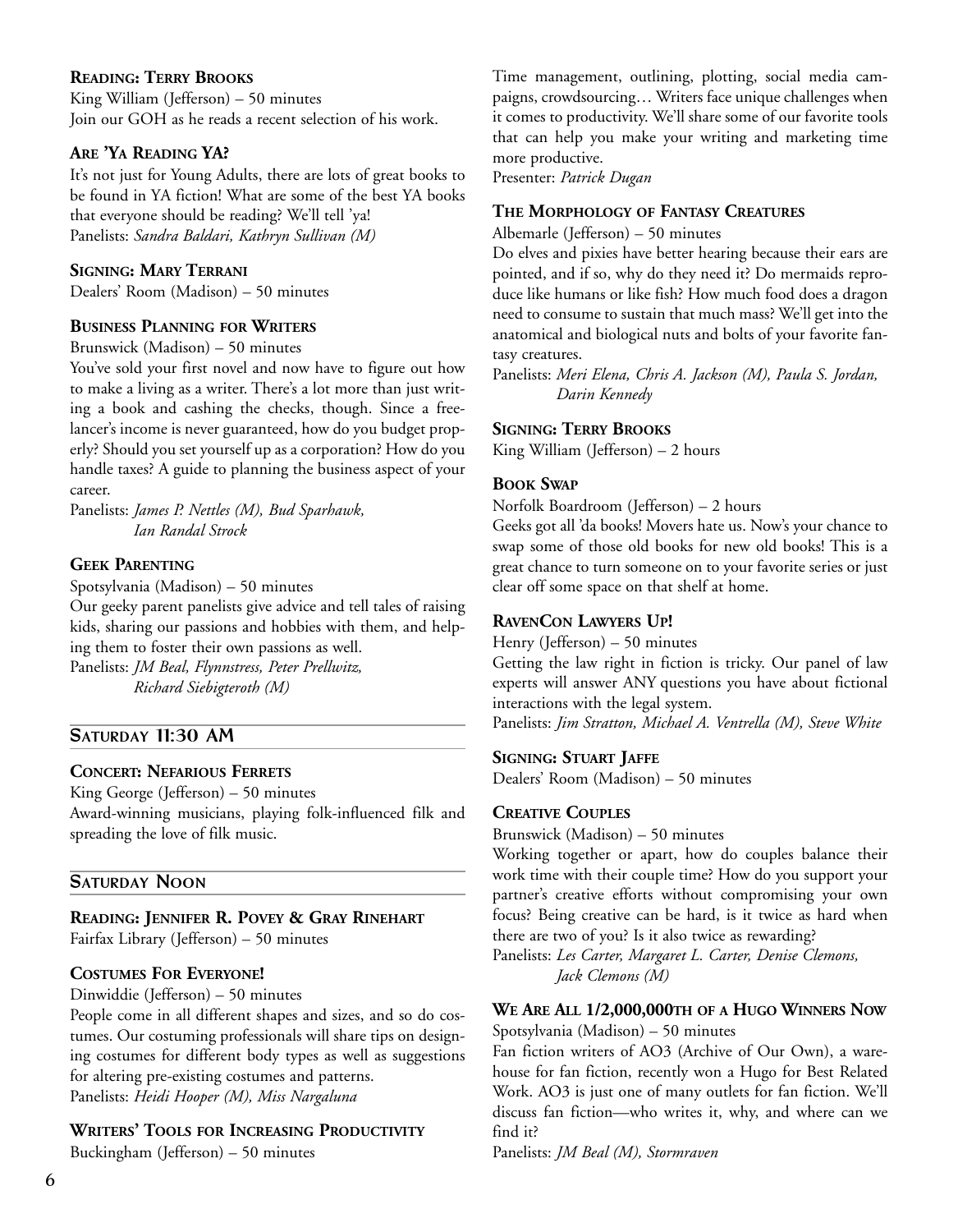### Reading: Terry Brooks

King William (Jefferson) – 50 minutes
Join our GOH as he reads a recent selection of his work.

### Are 'Ya Reading YA?

It's not just for Young Adults, there are lots of great books to be found in YA fiction! What are some of the best YA books that everyone should be reading? We'll tell 'ya!
Panelists: *Sandra Baldari, Kathryn Sullivan (M)*

### Signing: Mary Terrani

Dealers' Room (Madison) – 50 minutes

### Business Planning for Writers

Brunswick (Madison) – 50 minutes
You've sold your first novel and now have to figure out how to make a living as a writer. There's a lot more than just writing a book and cashing the checks, though. Since a freelancer's income is never guaranteed, how do you budget properly? Should you set yourself up as a corporation? How do you handle taxes? A guide to planning the business aspect of your career.
Panelists: *James P. Nettles (M), Bud Sparhawk, Ian Randal Strock*

### Geek Parenting

Spotsylvania (Madison) – 50 minutes
Our geeky parent panelists give advice and tell tales of raising kids, sharing our passions and hobbies with them, and helping them to foster their own passions as well.
Panelists: *JM Beal, Flynnstress, Peter Prellwitz, Richard Siebigteroth (M)*

## Saturday 11:30 AM

### Concert: Nefarious Ferrets

King George (Jefferson) – 50 minutes
Award-winning musicians, playing folk-influenced filk and spreading the love of filk music.

## Saturday Noon

### Reading: Jennifer R. Povey & Gray Rinehart

Fairfax Library (Jefferson) – 50 minutes

### Costumes For Everyone!

Dinwiddie (Jefferson) – 50 minutes
People come in all different shapes and sizes, and so do costumes. Our costuming professionals will share tips on designing costumes for different body types as well as suggestions for altering pre-existing costumes and patterns.
Panelists: *Heidi Hooper (M), Miss Nargaluna*

### Writers' Tools for Increasing Productivity

Buckingham (Jefferson) – 50 minutes
Time management, outlining, plotting, social media campaigns, crowdsourcing… Writers face unique challenges when it comes to productivity. We'll share some of our favorite tools that can help you make your writing and marketing time more productive.
Presenter: *Patrick Dugan*

### The Morphology of Fantasy Creatures

Albemarle (Jefferson) – 50 minutes
Do elves and pixies have better hearing because their ears are pointed, and if so, why do they need it? Do mermaids reproduce like humans or like fish? How much food does a dragon need to consume to sustain that much mass? We'll get into the anatomical and biological nuts and bolts of your favorite fantasy creatures.
Panelists: *Meri Elena, Chris A. Jackson (M), Paula S. Jordan, Darin Kennedy*

### Signing: Terry Brooks

King William (Jefferson) – 2 hours

### Book Swap

Norfolk Boardroom (Jefferson) – 2 hours
Geeks got all 'da books! Movers hate us. Now's your chance to swap some of those old books for new old books! This is a great chance to turn someone on to your favorite series or just clear off some space on that shelf at home.

### RavenCon Lawyers Up!

Henry (Jefferson) – 50 minutes
Getting the law right in fiction is tricky. Our panel of law experts will answer ANY questions you have about fictional interactions with the legal system.
Panelists: *Jim Stratton, Michael A. Ventrella (M), Steve White*

### Signing: Stuart Jaffe

Dealers' Room (Madison) – 50 minutes

### Creative Couples

Brunswick (Madison) – 50 minutes
Working together or apart, how do couples balance their work time with their couple time? How do you support your partner's creative efforts without compromising your own focus? Being creative can be hard, is it twice as hard when there are two of you? Is it also twice as rewarding?
Panelists: *Les Carter, Margaret L. Carter, Denise Clemons, Jack Clemons (M)*

### We Are All 1/2,000,000th of a Hugo Winners Now

Spotsylvania (Madison) – 50 minutes
Fan fiction writers of AO3 (Archive of Our Own), a warehouse for fan fiction, recently won a Hugo for Best Related Work. AO3 is just one of many outlets for fan fiction. We'll discuss fan fiction—who writes it, why, and where can we find it?
Panelists: *JM Beal (M), Stormraven*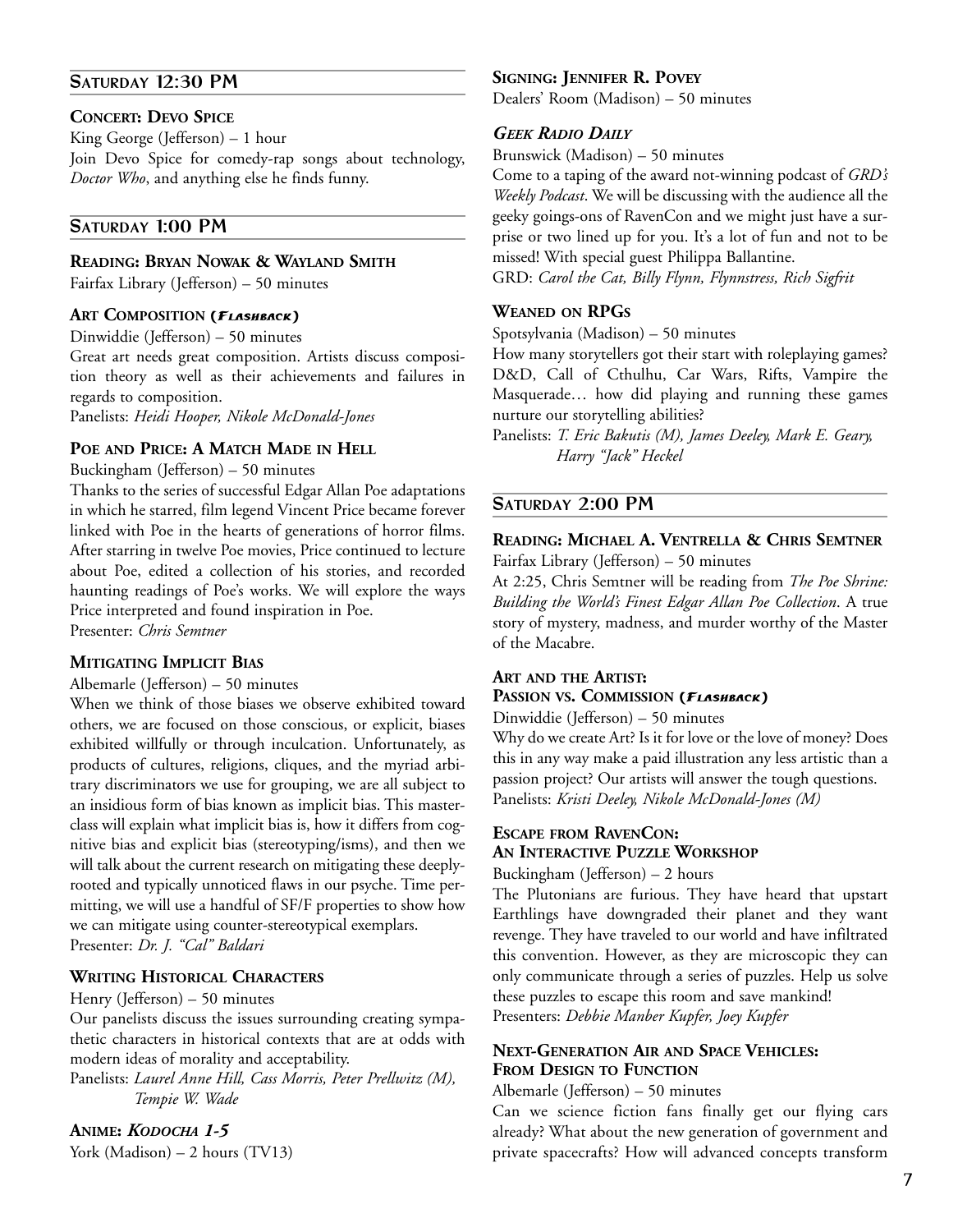## Saturday 12:30 PM

### Concert: Devo Spice

King George (Jefferson) – 1 hour

Join Devo Spice for comedy-rap songs about technology, *Doctor Who*, and anything else he finds funny.

## Saturday 1:00 PM

### Reading: Bryan Nowak & Wayland Smith

Fairfax Library (Jefferson) – 50 minutes

### Art Composition (*Flashback*)

Dinwiddie (Jefferson) – 50 minutes

Great art needs great composition. Artists discuss composition theory as well as their achievements and failures in regards to composition.

Panelists: *Heidi Hooper, Nikole McDonald-Jones*

### Poe and Price: A Match Made in Hell

Buckingham (Jefferson) – 50 minutes

Thanks to the series of successful Edgar Allan Poe adaptations in which he starred, film legend Vincent Price became forever linked with Poe in the hearts of generations of horror films. After starring in twelve Poe movies, Price continued to lecture about Poe, edited a collection of his stories, and recorded haunting readings of Poe's works. We will explore the ways Price interpreted and found inspiration in Poe.

Presenter: *Chris Semtner*

### Mitigating Implicit Bias

Albemarle (Jefferson) – 50 minutes

When we think of those biases we observe exhibited toward others, we are focused on those conscious, or explicit, biases exhibited willfully or through inculcation. Unfortunately, as products of cultures, religions, cliques, and the myriad arbitrary discriminators we use for grouping, we are all subject to an insidious form of bias known as implicit bias. This masterclass will explain what implicit bias is, how it differs from cognitive bias and explicit bias (stereotyping/isms), and then we will talk about the current research on mitigating these deeply-rooted and typically unnoticed flaws in our psyche. Time permitting, we will use a handful of SF/F properties to show how we can mitigate using counter-stereotypical exemplars.

Presenter: *Dr. J. "Cal" Baldari*

### Writing Historical Characters

Henry (Jefferson) – 50 minutes

Our panelists discuss the issues surrounding creating sympathetic characters in historical contexts that are at odds with modern ideas of morality and acceptability.

Panelists: *Laurel Anne Hill, Cass Morris, Peter Prellwitz (M), Tempie W. Wade*

### Anime: *Kodocha 1-5*

York (Madison) – 2 hours (TV13)

### Signing: Jennifer R. Povey

Dealers' Room (Madison) – 50 minutes

### *Geek Radio Daily*

Brunswick (Madison) – 50 minutes

Come to a taping of the award not-winning podcast of *GRD's Weekly Podcast*. We will be discussing with the audience all the geeky goings-ons of RavenCon and we might just have a surprise or two lined up for you. It's a lot of fun and not to be missed! With special guest Philippa Ballantine.

GRD: *Carol the Cat, Billy Flynn, Flynnstress, Rich Sigfrit*

### Weaned on RPGs

Spotsylvania (Madison) – 50 minutes

How many storytellers got their start with roleplaying games? D&D, Call of Cthulhu, Car Wars, Rifts, Vampire the Masquerade… how did playing and running these games nurture our storytelling abilities?

Panelists: *T. Eric Bakutis (M), James Deeley, Mark E. Geary, Harry "Jack" Heckel*

## Saturday 2:00 PM

### Reading: Michael A. Ventrella & Chris Semtner

Fairfax Library (Jefferson) – 50 minutes

At 2:25, Chris Semtner will be reading from *The Poe Shrine: Building the World's Finest Edgar Allan Poe Collection*. A true story of mystery, madness, and murder worthy of the Master of the Macabre.

### Art and the Artist: Passion vs. Commission (*Flashback*)

Dinwiddie (Jefferson) – 50 minutes

Why do we create Art? Is it for love or the love of money? Does this in any way make a paid illustration any less artistic than a passion project? Our artists will answer the tough questions.

Panelists: *Kristi Deeley, Nikole McDonald-Jones (M)*

### Escape from RavenCon: An Interactive Puzzle Workshop

Buckingham (Jefferson) – 2 hours

The Plutonians are furious. They have heard that upstart Earthlings have downgraded their planet and they want revenge. They have traveled to our world and have infiltrated this convention. However, as they are microscopic they can only communicate through a series of puzzles. Help us solve these puzzles to escape this room and save mankind!

Presenters: *Debbie Manber Kupfer, Joey Kupfer*

### Next-Generation Air and Space Vehicles: From Design to Function

Albemarle (Jefferson) – 50 minutes

Can we science fiction fans finally get our flying cars already? What about the new generation of government and private spacecrafts? How will advanced concepts transform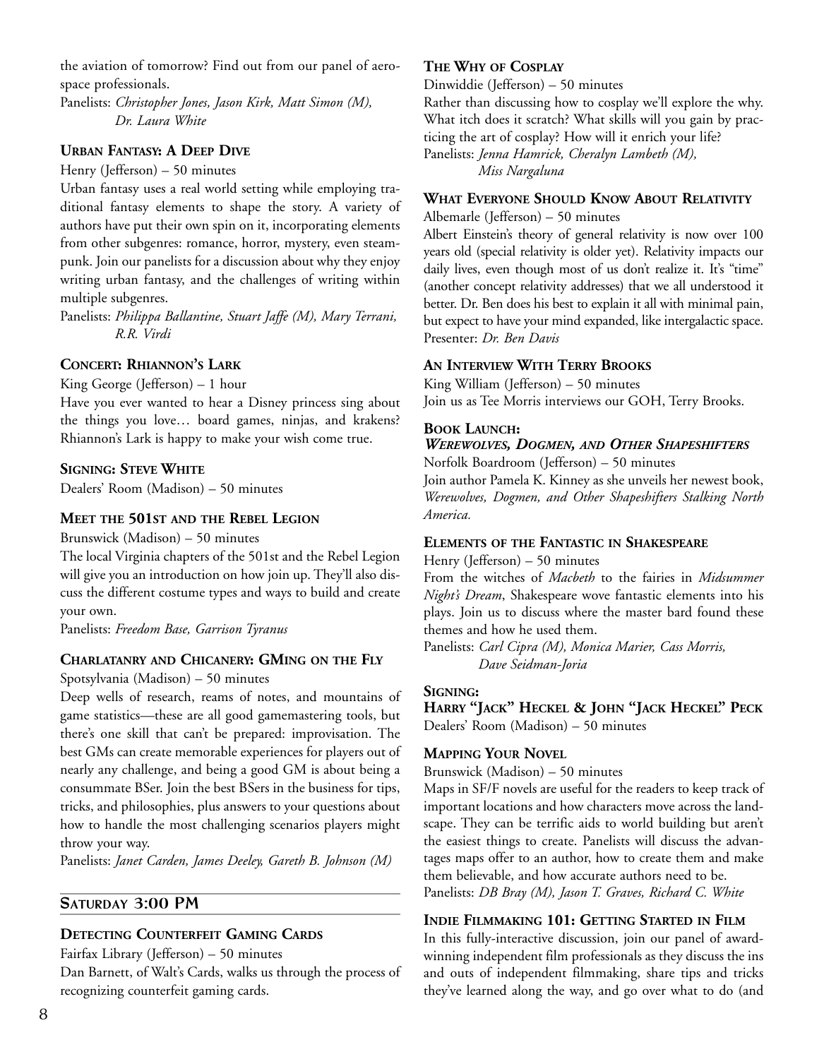the aviation of tomorrow? Find out from our panel of aerospace professionals.
Panelists: *Christopher Jones, Jason Kirk, Matt Simon (M), Dr. Laura White*

### Urban Fantasy: A Deep Dive

Henry (Jefferson) – 50 minutes
Urban fantasy uses a real world setting while employing traditional fantasy elements to shape the story. A variety of authors have put their own spin on it, incorporating elements from other subgenres: romance, horror, mystery, even steampunk. Join our panelists for a discussion about why they enjoy writing urban fantasy, and the challenges of writing within multiple subgenres.
Panelists: *Philippa Ballantine, Stuart Jaffe (M), Mary Terrani, R.R. Virdi*

### Concert: Rhiannon's Lark

King George (Jefferson) – 1 hour
Have you ever wanted to hear a Disney princess sing about the things you love… board games, ninjas, and krakens? Rhiannon's Lark is happy to make your wish come true.

### Signing: Steve White

Dealers' Room (Madison) – 50 minutes

### Meet the 501st and the Rebel Legion

Brunswick (Madison) – 50 minutes
The local Virginia chapters of the 501st and the Rebel Legion will give you an introduction on how join up. They'll also discuss the different costume types and ways to build and create your own.
Panelists: *Freedom Base, Garrison Tyranus*

### Charlatanry and Chicanery: GMing on the Fly

Spotsylvania (Madison) – 50 minutes
Deep wells of research, reams of notes, and mountains of game statistics—these are all good gamemastering tools, but there's one skill that can't be prepared: improvisation. The best GMs can create memorable experiences for players out of nearly any challenge, and being a good GM is about being a consummate BSer. Join the best BSers in the business for tips, tricks, and philosophies, plus answers to your questions about how to handle the most challenging scenarios players might throw your way.
Panelists: *Janet Carden, James Deeley, Gareth B. Johnson (M)*

## Saturday 3:00 PM

### Detecting Counterfeit Gaming Cards

Fairfax Library (Jefferson) – 50 minutes
Dan Barnett, of Walt's Cards, walks us through the process of recognizing counterfeit gaming cards.

### The Why of Cosplay

Dinwiddie (Jefferson) – 50 minutes
Rather than discussing how to cosplay we'll explore the why. What itch does it scratch? What skills will you gain by practicing the art of cosplay? How will it enrich your life?
Panelists: *Jenna Hamrick, Cheralyn Lambeth (M), Miss Nargaluna*

### What Everyone Should Know About Relativity

Albemarle (Jefferson) – 50 minutes
Albert Einstein's theory of general relativity is now over 100 years old (special relativity is older yet). Relativity impacts our daily lives, even though most of us don't realize it. It's "time" (another concept relativity addresses) that we all understood it better. Dr. Ben does his best to explain it all with minimal pain, but expect to have your mind expanded, like intergalactic space.
Presenter: *Dr. Ben Davis*

### An Interview With Terry Brooks

King William (Jefferson) – 50 minutes
Join us as Tee Morris interviews our GOH, Terry Brooks.

### Book Launch: *Werewolves, Dogmen, and Other Shapeshifters*

Norfolk Boardroom (Jefferson) – 50 minutes
Join author Pamela K. Kinney as she unveils her newest book, *Werewolves, Dogmen, and Other Shapeshifters Stalking North America.*

### Elements of the Fantastic in Shakespeare

Henry (Jefferson) – 50 minutes
From the witches of *Macbeth* to the fairies in *Midsummer Night's Dream*, Shakespeare wove fantastic elements into his plays. Join us to discuss where the master bard found these themes and how he used them.
Panelists: *Carl Cipra (M), Monica Marier, Cass Morris, Dave Seidman-Joria*

### Signing: Harry "Jack" Heckel & John "Jack Heckel" Peck

Dealers' Room (Madison) – 50 minutes

### Mapping Your Novel

Brunswick (Madison) – 50 minutes
Maps in SF/F novels are useful for the readers to keep track of important locations and how characters move across the landscape. They can be terrific aids to world building but aren't the easiest things to create. Panelists will discuss the advantages maps offer to an author, how to create them and make them believable, and how accurate authors need to be.
Panelists: *DB Bray (M), Jason T. Graves, Richard C. White*

### Indie Filmmaking 101: Getting Started in Film

In this fully-interactive discussion, join our panel of award-winning independent film professionals as they discuss the ins and outs of independent filmmaking, share tips and tricks they've learned along the way, and go over what to do (and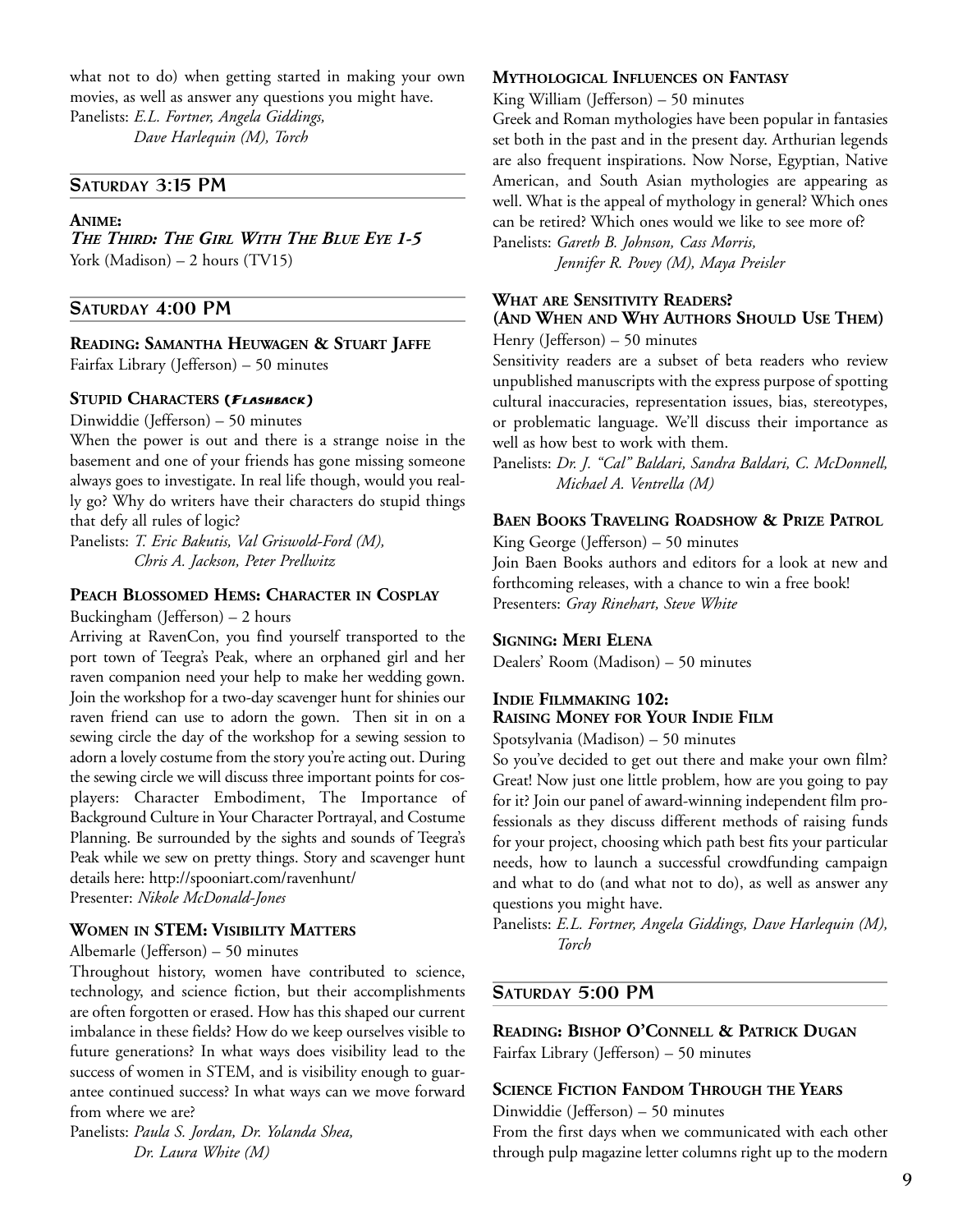what not to do) when getting started in making your own movies, as well as answer any questions you might have.
Panelists: *E.L. Fortner, Angela Giddings, Dave Harlequin (M), Torch*

## Saturday 3:15 PM

**Anime:**
***The Third: The Girl With The Blue Eye 1-5***
York (Madison) – 2 hours (TV15)

## Saturday 4:00 PM

**Reading: Samantha Heuwagen & Stuart Jaffe**
Fairfax Library (Jefferson) – 50 minutes

**Stupid Characters (*Flashback*)**
Dinwiddie (Jefferson) – 50 minutes
When the power is out and there is a strange noise in the basement and one of your friends has gone missing someone always goes to investigate. In real life though, would you really go? Why do writers have their characters do stupid things that defy all rules of logic?
Panelists: *T. Eric Bakutis, Val Griswold-Ford (M), Chris A. Jackson, Peter Prellwitz*

**Peach Blossomed Hems: Character in Cosplay**
Buckingham (Jefferson) – 2 hours
Arriving at RavenCon, you find yourself transported to the port town of Teegra's Peak, where an orphaned girl and her raven companion need your help to make her wedding gown. Join the workshop for a two-day scavenger hunt for shinies our raven friend can use to adorn the gown. Then sit in on a sewing circle the day of the workshop for a sewing session to adorn a lovely costume from the story you're acting out. During the sewing circle we will discuss three important points for cosplayers: Character Embodiment, The Importance of Background Culture in Your Character Portrayal, and Costume Planning. Be surrounded by the sights and sounds of Teegra's Peak while we sew on pretty things. Story and scavenger hunt details here: http://spooniart.com/ravenhunt/
Presenter: *Nikole McDonald-Jones*

**Women in STEM: Visibility Matters**
Albemarle (Jefferson) – 50 minutes
Throughout history, women have contributed to science, technology, and science fiction, but their accomplishments are often forgotten or erased. How has this shaped our current imbalance in these fields? How do we keep ourselves visible to future generations? In what ways does visibility lead to the success of women in STEM, and is visibility enough to guarantee continued success? In what ways can we move forward from where we are?
Panelists: *Paula S. Jordan, Dr. Yolanda Shea, Dr. Laura White (M)*

**Mythological Influences on Fantasy**
King William (Jefferson) – 50 minutes
Greek and Roman mythologies have been popular in fantasies set both in the past and in the present day. Arthurian legends are also frequent inspirations. Now Norse, Egyptian, Native American, and South Asian mythologies are appearing as well. What is the appeal of mythology in general? Which ones can be retired? Which ones would we like to see more of?
Panelists: *Gareth B. Johnson, Cass Morris, Jennifer R. Povey (M), Maya Preisler*

**What are Sensitivity Readers?**
**(And When and Why Authors Should Use Them)**
Henry (Jefferson) – 50 minutes
Sensitivity readers are a subset of beta readers who review unpublished manuscripts with the express purpose of spotting cultural inaccuracies, representation issues, bias, stereotypes, or problematic language. We'll discuss their importance as well as how best to work with them.
Panelists: *Dr. J. "Cal" Baldari, Sandra Baldari, C. McDonnell, Michael A. Ventrella (M)*

**Baen Books Traveling Roadshow & Prize Patrol**
King George (Jefferson) – 50 minutes
Join Baen Books authors and editors for a look at new and forthcoming releases, with a chance to win a free book!
Presenters: *Gray Rinehart, Steve White*

**Signing: Meri Elena**
Dealers' Room (Madison) – 50 minutes

**Indie Filmmaking 102:**
**Raising Money for Your Indie Film**
Spotsylvania (Madison) – 50 minutes
So you've decided to get out there and make your own film? Great! Now just one little problem, how are you going to pay for it? Join our panel of award-winning independent film professionals as they discuss different methods of raising funds for your project, choosing which path best fits your particular needs, how to launch a successful crowdfunding campaign and what to do (and what not to do), as well as answer any questions you might have.
Panelists: *E.L. Fortner, Angela Giddings, Dave Harlequin (M), Torch*

## Saturday 5:00 PM

**Reading: Bishop O'Connell & Patrick Dugan**
Fairfax Library (Jefferson) – 50 minutes

**Science Fiction Fandom Through the Years**
Dinwiddie (Jefferson) – 50 minutes
From the first days when we communicated with each other through pulp magazine letter columns right up to the modern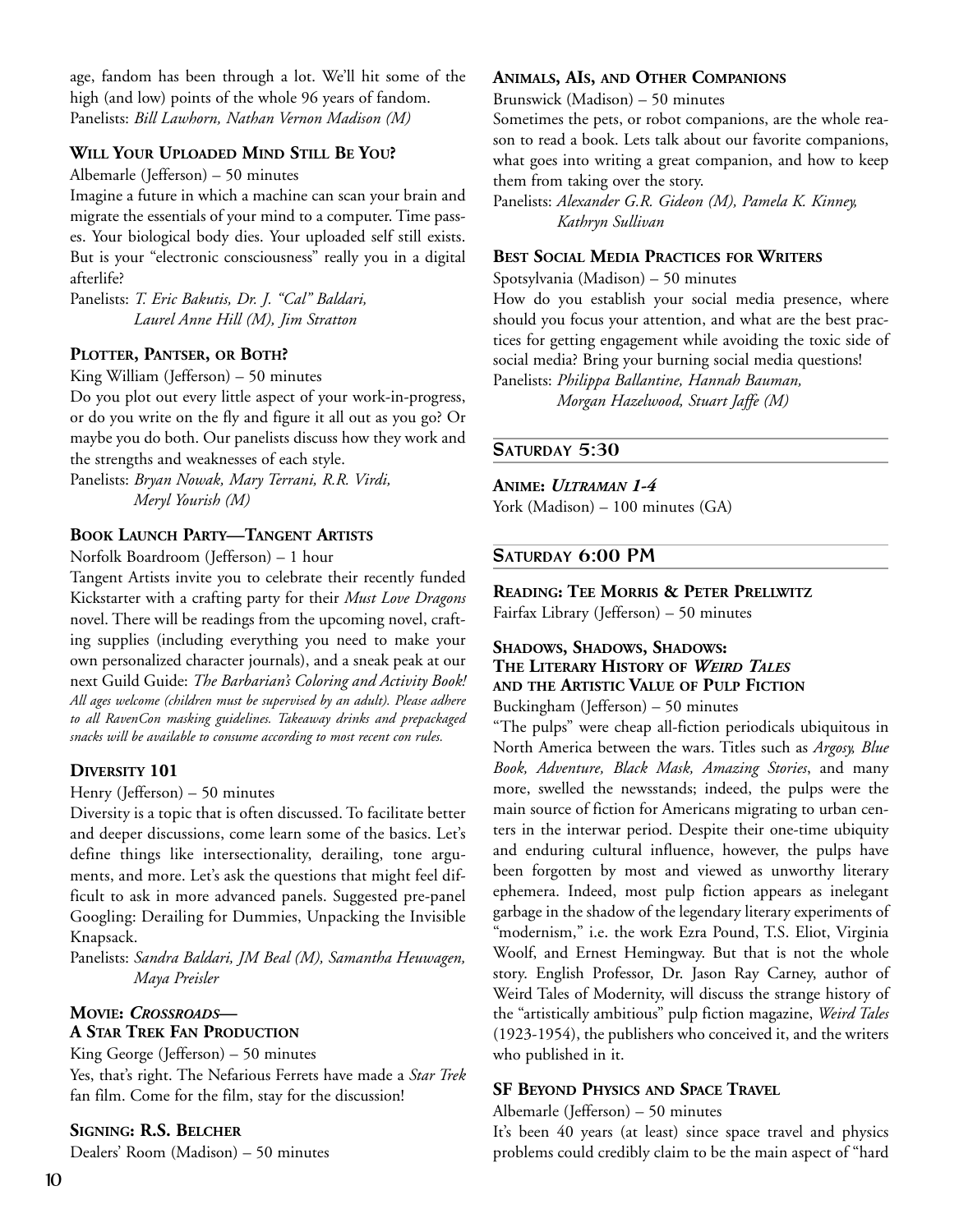age, fandom has been through a lot. We'll hit some of the high (and low) points of the whole 96 years of fandom.
Panelists: *Bill Lawhorn, Nathan Vernon Madison (M)*

### Will Your Uploaded Mind Still Be You?

Albemarle (Jefferson) – 50 minutes

Imagine a future in which a machine can scan your brain and migrate the essentials of your mind to a computer. Time passes. Your biological body dies. Your uploaded self still exists. But is your "electronic consciousness" really you in a digital afterlife?

Panelists: *T. Eric Bakutis, Dr. J. "Cal" Baldari, Laurel Anne Hill (M), Jim Stratton*

### Plotter, Pantser, or Both?

King William (Jefferson) – 50 minutes

Do you plot out every little aspect of your work-in-progress, or do you write on the fly and figure it all out as you go? Or maybe you do both. Our panelists discuss how they work and the strengths and weaknesses of each style.

Panelists: *Bryan Nowak, Mary Terrani, R.R. Virdi, Meryl Yourish (M)*

### Book Launch Party—Tangent Artists

Norfolk Boardroom (Jefferson) – 1 hour

Tangent Artists invite you to celebrate their recently funded Kickstarter with a crafting party for their *Must Love Dragons* novel. There will be readings from the upcoming novel, crafting supplies (including everything you need to make your own personalized character journals), and a sneak peak at our next Guild Guide: *The Barbarian's Coloring and Activity Book!*

*All ages welcome (children must be supervised by an adult). Please adhere to all RavenCon masking guidelines. Takeaway drinks and prepackaged snacks will be available to consume according to most recent con rules.*

### Diversity 101

Henry (Jefferson) – 50 minutes

Diversity is a topic that is often discussed. To facilitate better and deeper discussions, come learn some of the basics. Let's define things like intersectionality, derailing, tone arguments, and more. Let's ask the questions that might feel difficult to ask in more advanced panels. Suggested pre-panel Googling: Derailing for Dummies, Unpacking the Invisible Knapsack.

Panelists: *Sandra Baldari, JM Beal (M), Samantha Heuwagen, Maya Preisler*

### Movie: *Crossroads*—A Star Trek Fan Production

King George (Jefferson) – 50 minutes

Yes, that's right. The Nefarious Ferrets have made a *Star Trek* fan film. Come for the film, stay for the discussion!

### Signing: R.S. Belcher

Dealers' Room (Madison) – 50 minutes

### Animals, AIs, and Other Companions

Brunswick (Madison) – 50 minutes

Sometimes the pets, or robot companions, are the whole reason to read a book. Lets talk about our favorite companions, what goes into writing a great companion, and how to keep them from taking over the story.

Panelists: *Alexander G.R. Gideon (M), Pamela K. Kinney, Kathryn Sullivan*

### Best Social Media Practices for Writers

Spotsylvania (Madison) – 50 minutes

How do you establish your social media presence, where should you focus your attention, and what are the best practices for getting engagement while avoiding the toxic side of social media? Bring your burning social media questions!

Panelists: *Philippa Ballantine, Hannah Bauman, Morgan Hazelwood, Stuart Jaffe (M)*

## Saturday 5:30

### Anime: *Ultraman 1-4*

York (Madison) – 100 minutes (GA)

## Saturday 6:00 PM

### Reading: Tee Morris & Peter Prellwitz

Fairfax Library (Jefferson) – 50 minutes

### Shadows, Shadows, Shadows: The Literary History of *Weird Tales* and the Artistic Value of Pulp Fiction

Buckingham (Jefferson) – 50 minutes

"The pulps" were cheap all-fiction periodicals ubiquitous in North America between the wars. Titles such as *Argosy, Blue Book, Adventure, Black Mask, Amazing Stories*, and many more, swelled the newsstands; indeed, the pulps were the main source of fiction for Americans migrating to urban centers in the interwar period. Despite their one-time ubiquity and enduring cultural influence, however, the pulps have been forgotten by most and viewed as unworthy literary ephemera. Indeed, most pulp fiction appears as inelegant garbage in the shadow of the legendary literary experiments of "modernism," i.e. the work Ezra Pound, T.S. Eliot, Virginia Woolf, and Ernest Hemingway. But that is not the whole story. English Professor, Dr. Jason Ray Carney, author of Weird Tales of Modernity, will discuss the strange history of the "artistically ambitious" pulp fiction magazine, *Weird Tales* (1923-1954), the publishers who conceived it, and the writers who published in it.

### SF Beyond Physics and Space Travel

Albemarle (Jefferson) – 50 minutes

It's been 40 years (at least) since space travel and physics problems could credibly claim to be the main aspect of "hard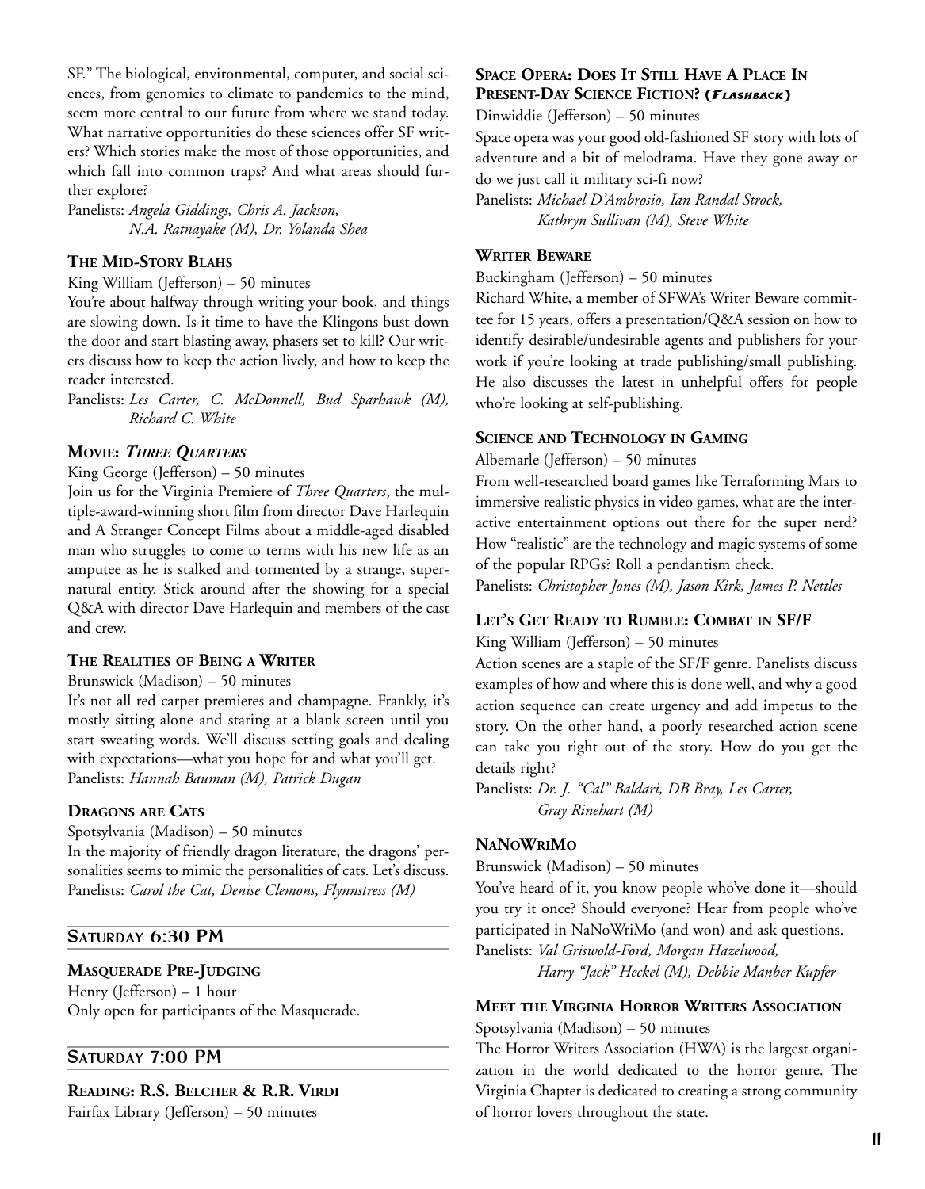SF." The biological, environmental, computer, and social sciences, from genomics to climate to pandemics to the mind, seem more central to our future from where we stand today. What narrative opportunities do these sciences offer SF writers? Which stories make the most of those opportunities, and which fall into common traps? And what areas should further explore?

Panelists: *Angela Giddings, Chris A. Jackson, N.A. Ratnayake (M), Dr. Yolanda Shea*

### The Mid-Story Blahs

King William (Jefferson) – 50 minutes

You're about halfway through writing your book, and things are slowing down. Is it time to have the Klingons bust down the door and start blasting away, phasers set to kill? Our writers discuss how to keep the action lively, and how to keep the reader interested.

Panelists: *Les Carter, C. McDonnell, Bud Sparhawk (M), Richard C. White*

### Movie: *Three Quarters*

King George (Jefferson) – 50 minutes

Join us for the Virginia Premiere of *Three Quarters*, the multiple-award-winning short film from director Dave Harlequin and A Stranger Concept Films about a middle-aged disabled man who struggles to come to terms with his new life as an amputee as he is stalked and tormented by a strange, supernatural entity. Stick around after the showing for a special Q&A with director Dave Harlequin and members of the cast and crew.

### The Realities of Being a Writer

Brunswick (Madison) – 50 minutes

It's not all red carpet premieres and champagne. Frankly, it's mostly sitting alone and staring at a blank screen until you start sweating words. We'll discuss setting goals and dealing with expectations—what you hope for and what you'll get.

Panelists: *Hannah Bauman (M), Patrick Dugan*

### Dragons are Cats

Spotsylvania (Madison) – 50 minutes

In the majority of friendly dragon literature, the dragons' personalities seems to mimic the personalities of cats. Let's discuss.

Panelists: *Carol the Cat, Denise Clemons, Flynnstress (M)*

## Saturday 6:30 PM

### Masquerade Pre-Judging

Henry (Jefferson) – 1 hour

Only open for participants of the Masquerade.

## Saturday 7:00 PM

### Reading: R.S. Belcher & R.R. Virdi

Fairfax Library (Jefferson) – 50 minutes

### Space Opera: Does It Still Have A Place In Present-Day Science Fiction? (*Flashback*)

Dinwiddie (Jefferson) – 50 minutes

Space opera was your good old-fashioned SF story with lots of adventure and a bit of melodrama. Have they gone away or do we just call it military sci-fi now?

Panelists: *Michael D'Ambrosio, Ian Randal Strock, Kathryn Sullivan (M), Steve White*

### Writer Beware

Buckingham (Jefferson) – 50 minutes

Richard White, a member of SFWA's Writer Beware committee for 15 years, offers a presentation/Q&A session on how to identify desirable/undesirable agents and publishers for your work if you're looking at trade publishing/small publishing. He also discusses the latest in unhelpful offers for people who're looking at self-publishing.

### Science and Technology in Gaming

Albemarle (Jefferson) – 50 minutes

From well-researched board games like Terraforming Mars to immersive realistic physics in video games, what are the interactive entertainment options out there for the super nerd? How "realistic" are the technology and magic systems of some of the popular RPGs? Roll a pendantism check.

Panelists: *Christopher Jones (M), Jason Kirk, James P. Nettles*

### Let's Get Ready to Rumble: Combat in SF/F

King William (Jefferson) – 50 minutes

Action scenes are a staple of the SF/F genre. Panelists discuss examples of how and where this is done well, and why a good action sequence can create urgency and add impetus to the story. On the other hand, a poorly researched action scene can take you right out of the story. How do you get the details right?

Panelists: *Dr. J. "Cal" Baldari, DB Bray, Les Carter, Gray Rinehart (M)*

### NaNoWriMo

Brunswick (Madison) – 50 minutes

You've heard of it, you know people who've done it—should you try it once? Should everyone? Hear from people who've participated in NaNoWriMo (and won) and ask questions.

Panelists: *Val Griswold-Ford, Morgan Hazelwood, Harry "Jack" Heckel (M), Debbie Manber Kupfer*

### Meet the Virginia Horror Writers Association

Spotsylvania (Madison) – 50 minutes

The Horror Writers Association (HWA) is the largest organization in the world dedicated to the horror genre. The Virginia Chapter is dedicated to creating a strong community of horror lovers throughout the state.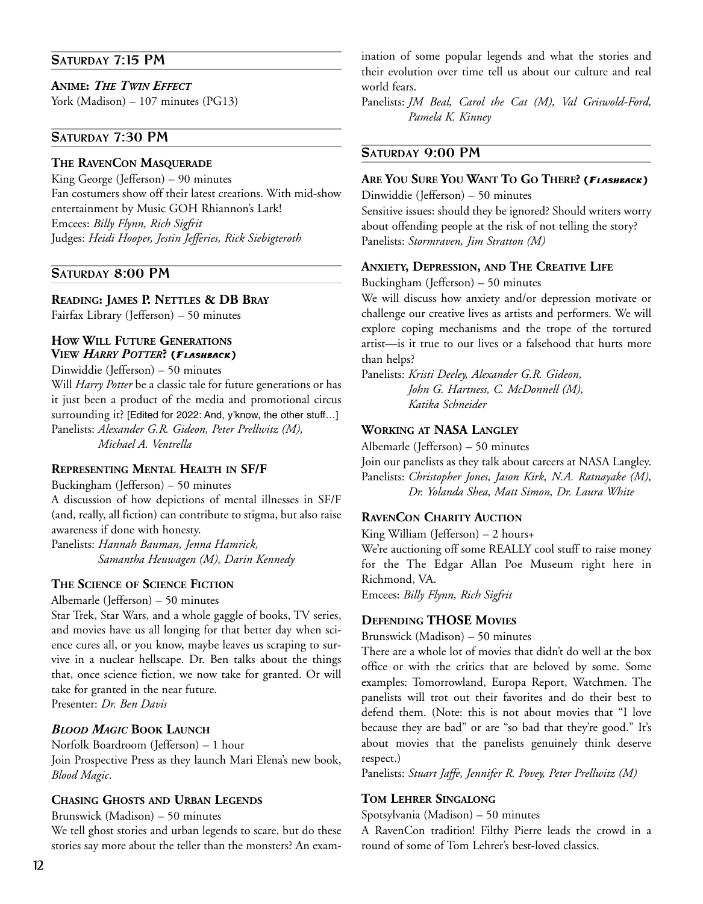## Saturday 7:15 PM

**Anime: *The Twin Effect***
York (Madison) – 107 minutes (PG13)

## Saturday 7:30 PM

### The RavenCon Masquerade

King George (Jefferson) – 90 minutes
Fan costumers show off their latest creations. With mid-show entertainment by Music GOH Rhiannon's Lark!
Emcees: *Billy Flynn, Rich Sigfrit*
Judges: *Heidi Hooper, Jestin Jefferies, Rick Siebigteroth*

## Saturday 8:00 PM

### Reading: James P. Nettles & DB Bray

Fairfax Library (Jefferson) – 50 minutes

### How Will Future Generations View *Harry Potter*? (*Flashback*)

Dinwiddie (Jefferson) – 50 minutes
Will *Harry Potter* be a classic tale for future generations or has it just been a product of the media and promotional circus surrounding it? [Edited for 2022: And, y'know, the other stuff…]
Panelists: *Alexander G.R. Gideon, Peter Prellwitz (M), Michael A. Ventrella*

### Representing Mental Health in SF/F

Buckingham (Jefferson) – 50 minutes
A discussion of how depictions of mental illnesses in SF/F (and, really, all fiction) can contribute to stigma, but also raise awareness if done with honesty.
Panelists: *Hannah Bauman, Jenna Hamrick, Samantha Heuwagen (M), Darin Kennedy*

### The Science of Science Fiction

Albemarle (Jefferson) – 50 minutes
Star Trek, Star Wars, and a whole gaggle of books, TV series, and movies have us all longing for that better day when science cures all, or you know, maybe leaves us scraping to survive in a nuclear hellscape. Dr. Ben talks about the things that, once science fiction, we now take for granted. Or will take for granted in the near future.
Presenter: *Dr. Ben Davis*

### *Blood Magic* Book Launch

Norfolk Boardroom (Jefferson) – 1 hour
Join Prospective Press as they launch Mari Elena's new book, *Blood Magic*.

### Chasing Ghosts and Urban Legends

Brunswick (Madison) – 50 minutes
We tell ghost stories and urban legends to scare, but do these stories say more about the teller than the monsters? An examination of some popular legends and what the stories and their evolution over time tell us about our culture and real world fears.
Panelists: *JM Beal, Carol the Cat (M), Val Griswold-Ford, Pamela K. Kinney*

## Saturday 9:00 PM

### Are You Sure You Want To Go There? (*Flashback*)

Dinwiddie (Jefferson) – 50 minutes
Sensitive issues: should they be ignored? Should writers worry about offending people at the risk of not telling the story?
Panelists: *Stormraven, Jim Stratton (M)*

### Anxiety, Depression, and The Creative Life

Buckingham (Jefferson) – 50 minutes
We will discuss how anxiety and/or depression motivate or challenge our creative lives as artists and performers. We will explore coping mechanisms and the trope of the tortured artist—is it true to our lives or a falsehood that hurts more than helps?
Panelists: *Kristi Deeley, Alexander G.R. Gideon, John G. Hartness, C. McDonnell (M), Katika Schneider*

### Working at NASA Langley

Albemarle (Jefferson) – 50 minutes
Join our panelists as they talk about careers at NASA Langley.
Panelists: *Christopher Jones, Jason Kirk, N.A. Ratnayake (M), Dr. Yolanda Shea, Matt Simon, Dr. Laura White*

### RavenCon Charity Auction

King William (Jefferson) – 2 hours+
We're auctioning off some REALLY cool stuff to raise money for the The Edgar Allan Poe Museum right here in Richmond, VA.
Emcees: *Billy Flynn, Rich Sigfrit*

### Defending THOSE Movies

Brunswick (Madison) – 50 minutes
There are a whole lot of movies that didn't do well at the box office or with the critics that are beloved by some. Some examples: Tomorrowland, Europa Report, Watchmen. The panelists will trot out their favorites and do their best to defend them. (Note: this is not about movies that "I love because they are bad" or are "so bad that they're good." It's about movies that the panelists genuinely think deserve respect.)
Panelists: *Stuart Jaffe, Jennifer R. Povey, Peter Prellwitz (M)*

### Tom Lehrer Singalong

Spotsylvania (Madison) – 50 minutes
A RavenCon tradition! Filthy Pierre leads the crowd in a round of some of Tom Lehrer's best-loved classics.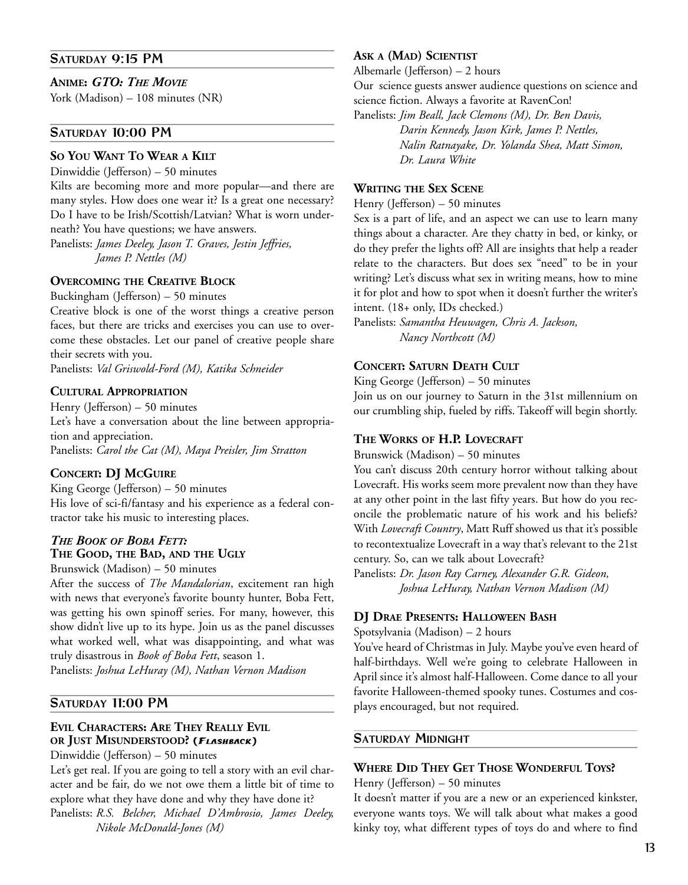## Saturday 9:15 PM

### Anime: *GTO: The Movie*

York (Madison) – 108 minutes (NR)

## Saturday 10:00 PM

### So You Want To Wear a Kilt

Dinwiddie (Jefferson) – 50 minutes

Kilts are becoming more and more popular—and there are many styles. How does one wear it? Is a great one necessary? Do I have to be Irish/Scottish/Latvian? What is worn underneath? You have questions; we have answers.

Panelists: *James Deeley, Jason T. Graves, Jestin Jeffries, James P. Nettles (M)*

### Overcoming the Creative Block

Buckingham (Jefferson) – 50 minutes

Creative block is one of the worst things a creative person faces, but there are tricks and exercises you can use to overcome these obstacles. Let our panel of creative people share their secrets with you.

Panelists: *Val Griswold-Ford (M), Katika Schneider*

### Cultural Appropriation

Henry (Jefferson) – 50 minutes

Let's have a conversation about the line between appropriation and appreciation.

Panelists: *Carol the Cat (M), Maya Preisler, Jim Stratton*

### Concert: DJ McGuire

King George (Jefferson) – 50 minutes

His love of sci-fi/fantasy and his experience as a federal contractor take his music to interesting places.

### *The Book of Boba Fett:* The Good, the Bad, and the Ugly

Brunswick (Madison) – 50 minutes

After the success of *The Mandalorian*, excitement ran high with news that everyone's favorite bounty hunter, Boba Fett, was getting his own spinoff series. For many, however, this show didn't live up to its hype. Join us as the panel discusses what worked well, what was disappointing, and what was truly disastrous in *Book of Boba Fett*, season 1.

Panelists: *Joshua LeHuray (M), Nathan Vernon Madison*

## Saturday 11:00 PM

### Evil Characters: Are They Really Evil or Just Misunderstood? (*Flashback*)

Dinwiddie (Jefferson) – 50 minutes

Let's get real. If you are going to tell a story with an evil character and be fair, do we not owe them a little bit of time to explore what they have done and why they have done it?

Panelists: *R.S. Belcher, Michael D'Ambrosio, James Deeley, Nikole McDonald-Jones (M)*

### Ask a (Mad) Scientist

Albemarle (Jefferson) – 2 hours

Our science guests answer audience questions on science and science fiction. Always a favorite at RavenCon!

Panelists: *Jim Beall, Jack Clemons (M), Dr. Ben Davis, Darin Kennedy, Jason Kirk, James P. Nettles, Nalin Ratnayake, Dr. Yolanda Shea, Matt Simon, Dr. Laura White*

### Writing the Sex Scene

Henry (Jefferson) – 50 minutes

Sex is a part of life, and an aspect we can use to learn many things about a character. Are they chatty in bed, or kinky, or do they prefer the lights off? All are insights that help a reader relate to the characters. But does sex "need" to be in your writing? Let's discuss what sex in writing means, how to mine it for plot and how to spot when it doesn't further the writer's intent. (18+ only, IDs checked.)

Panelists: *Samantha Heuwagen, Chris A. Jackson, Nancy Northcott (M)*

### Concert: Saturn Death Cult

King George (Jefferson) – 50 minutes

Join us on our journey to Saturn in the 31st millennium on our crumbling ship, fueled by riffs. Takeoff will begin shortly.

### The Works of H.P. Lovecraft

Brunswick (Madison) – 50 minutes

You can't discuss 20th century horror without talking about Lovecraft. His works seem more prevalent now than they have at any other point in the last fifty years. But how do you reconcile the problematic nature of his work and his beliefs? With *Lovecraft Country*, Matt Ruff showed us that it's possible to recontextualize Lovecraft in a way that's relevant to the 21st century. So, can we talk about Lovecraft?

Panelists: *Dr. Jason Ray Carney, Alexander G.R. Gideon, Joshua LeHuray, Nathan Vernon Madison (M)*

### DJ Drae Presents: Halloween Bash

Spotsylvania (Madison) – 2 hours

You've heard of Christmas in July. Maybe you've even heard of half-birthdays. Well we're going to celebrate Halloween in April since it's almost half-Halloween. Come dance to all your favorite Halloween-themed spooky tunes. Costumes and cosplays encouraged, but not required.

## Saturday Midnight

### Where Did They Get Those Wonderful Toys?

Henry (Jefferson) – 50 minutes

It doesn't matter if you are a new or an experienced kinkster, everyone wants toys. We will talk about what makes a good kinky toy, what different types of toys do and where to find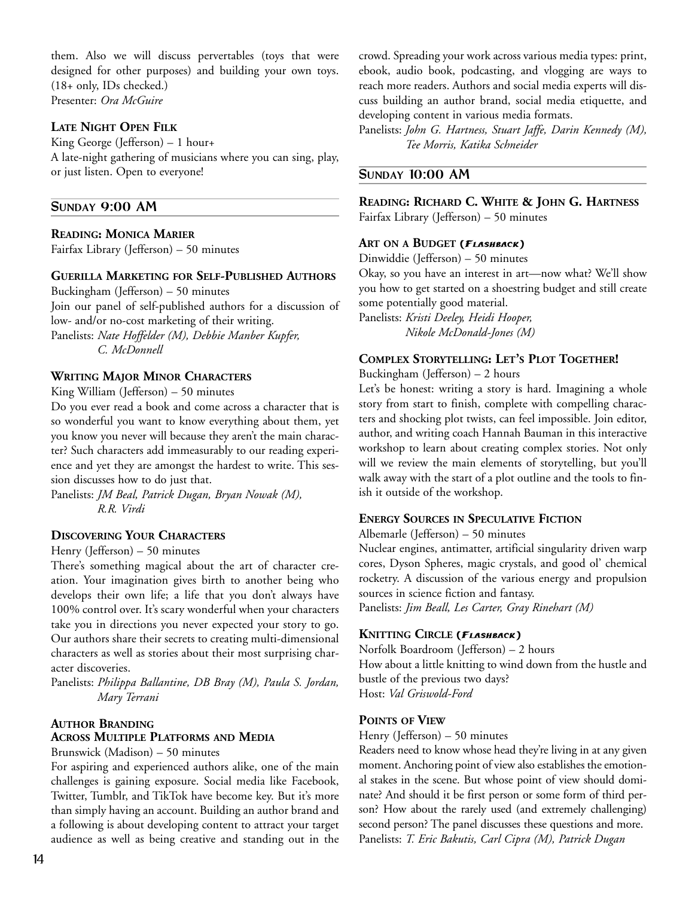them. Also we will discuss pervertables (toys that were designed for other purposes) and building your own toys. (18+ only, IDs checked.)
Presenter: *Ora McGuire*

### Late Night Open Filk

King George (Jefferson) – 1 hour+
A late-night gathering of musicians where you can sing, play, or just listen. Open to everyone!

## Sunday 9:00 AM

### Reading: Monica Marier

Fairfax Library (Jefferson) – 50 minutes

### Guerilla Marketing for Self-Published Authors

Buckingham (Jefferson) – 50 minutes
Join our panel of self-published authors for a discussion of low- and/or no-cost marketing of their writing.
Panelists: *Nate Hoffelder (M), Debbie Manber Kupfer, C. McDonnell*

### Writing Major Minor Characters

King William (Jefferson) – 50 minutes
Do you ever read a book and come across a character that is so wonderful you want to know everything about them, yet you know you never will because they aren't the main character? Such characters add immeasurably to our reading experience and yet they are amongst the hardest to write. This session discusses how to do just that.
Panelists: *JM Beal, Patrick Dugan, Bryan Nowak (M), R.R. Virdi*

### Discovering Your Characters

Henry (Jefferson) – 50 minutes
There's something magical about the art of character creation. Your imagination gives birth to another being who develops their own life; a life that you don't always have 100% control over. It's scary wonderful when your characters take you in directions you never expected your story to go. Our authors share their secrets to creating multi-dimensional characters as well as stories about their most surprising character discoveries.
Panelists: *Philippa Ballantine, DB Bray (M), Paula S. Jordan, Mary Terrani*

### Author Branding Across Multiple Platforms and Media

Brunswick (Madison) – 50 minutes
For aspiring and experienced authors alike, one of the main challenges is gaining exposure. Social media like Facebook, Twitter, Tumblr, and TikTok have become key. But it's more than simply having an account. Building an author brand and a following is about developing content to attract your target audience as well as being creative and standing out in the crowd. Spreading your work across various media types: print, ebook, audio book, podcasting, and vlogging are ways to reach more readers. Authors and social media experts will discuss building an author brand, social media etiquette, and developing content in various media formats.
Panelists: *John G. Hartness, Stuart Jaffe, Darin Kennedy (M), Tee Morris, Katika Schneider*

## Sunday 10:00 AM

### Reading: Richard C. White & John G. Hartness

Fairfax Library (Jefferson) – 50 minutes

### Art on a Budget (*Flashback*)

Dinwiddie (Jefferson) – 50 minutes
Okay, so you have an interest in art—now what? We'll show you how to get started on a shoestring budget and still create some potentially good material.
Panelists: *Kristi Deeley, Heidi Hooper, Nikole McDonald-Jones (M)*

### Complex Storytelling: Let's Plot Together!

Buckingham (Jefferson) – 2 hours
Let's be honest: writing a story is hard. Imagining a whole story from start to finish, complete with compelling characters and shocking plot twists, can feel impossible. Join editor, author, and writing coach Hannah Bauman in this interactive workshop to learn about creating complex stories. Not only will we review the main elements of storytelling, but you'll walk away with the start of a plot outline and the tools to finish it outside of the workshop.

### Energy Sources in Speculative Fiction

Albemarle (Jefferson) – 50 minutes
Nuclear engines, antimatter, artificial singularity driven warp cores, Dyson Spheres, magic crystals, and good ol' chemical rocketry. A discussion of the various energy and propulsion sources in science fiction and fantasy.
Panelists: *Jim Beall, Les Carter, Gray Rinehart (M)*

### Knitting Circle (*Flashback*)

Norfolk Boardroom (Jefferson) – 2 hours
How about a little knitting to wind down from the hustle and bustle of the previous two days?
Host: *Val Griswold-Ford*

### Points of View

Henry (Jefferson) – 50 minutes
Readers need to know whose head they're living in at any given moment. Anchoring point of view also establishes the emotional stakes in the scene. But whose point of view should dominate? And should it be first person or some form of third person? How about the rarely used (and extremely challenging) second person? The panel discusses these questions and more.
Panelists: *T. Eric Bakutis, Carl Cipra (M), Patrick Dugan*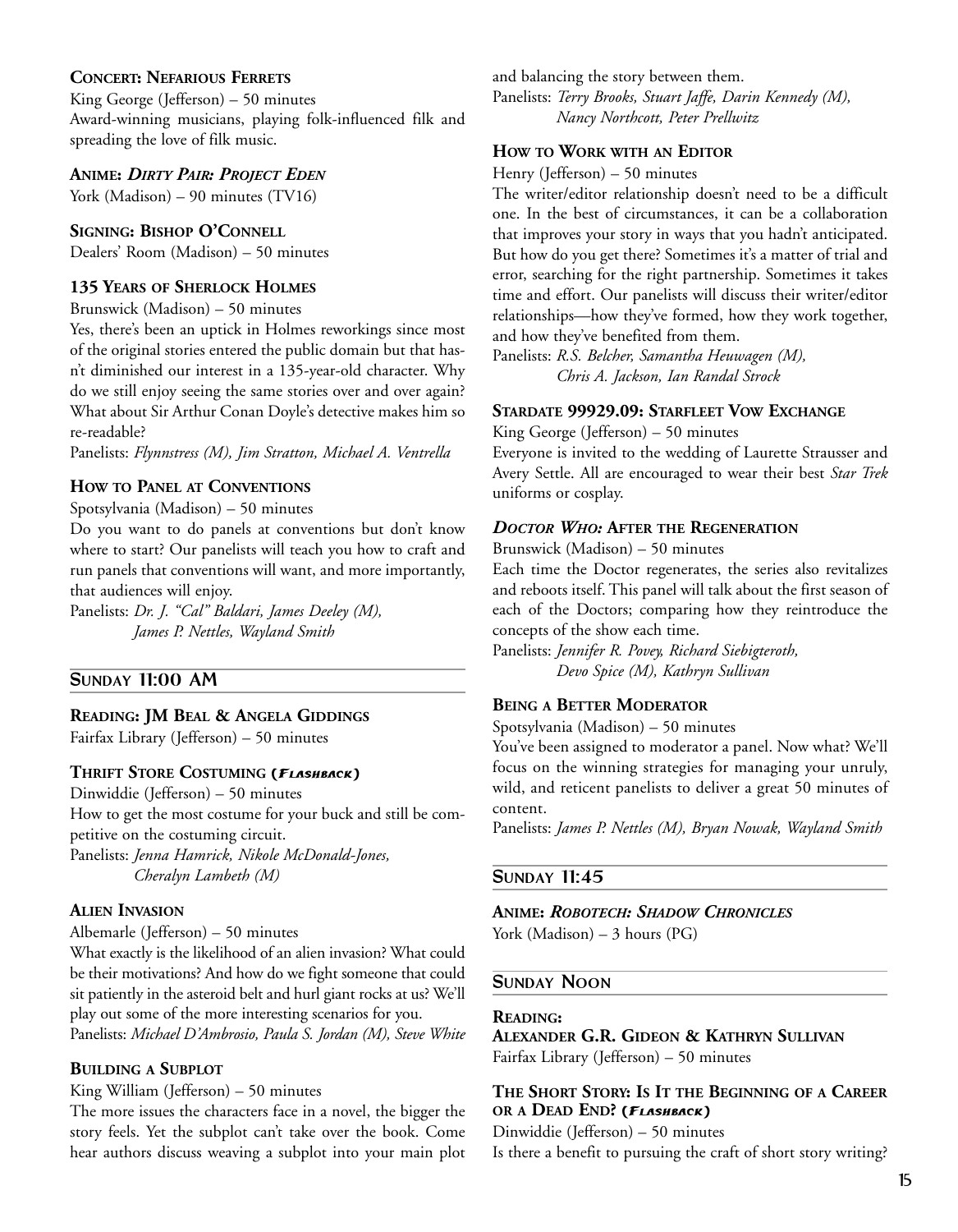### Concert: Nefarious Ferrets

King George (Jefferson) – 50 minutes

Award-winning musicians, playing folk-influenced filk and spreading the love of filk music.

### Anime: *Dirty Pair: Project Eden*

York (Madison) – 90 minutes (TV16)

### Signing: Bishop O'Connell

Dealers' Room (Madison) – 50 minutes

### 135 Years of Sherlock Holmes

Brunswick (Madison) – 50 minutes

Yes, there's been an uptick in Holmes reworkings since most of the original stories entered the public domain but that hasn't diminished our interest in a 135-year-old character. Why do we still enjoy seeing the same stories over and over again? What about Sir Arthur Conan Doyle's detective makes him so re-readable?

Panelists: *Flynnstress (M), Jim Stratton, Michael A. Ventrella*

### How to Panel at Conventions

Spotsylvania (Madison) – 50 minutes

Do you want to do panels at conventions but don't know where to start? Our panelists will teach you how to craft and run panels that conventions will want, and more importantly, that audiences will enjoy.

Panelists: *Dr. J. "Cal" Baldari, James Deeley (M), James P. Nettles, Wayland Smith*

## Sunday 11:00 AM

### Reading: JM Beal & Angela Giddings

Fairfax Library (Jefferson) – 50 minutes

### Thrift Store Costuming (*Flashback*)

Dinwiddie (Jefferson) – 50 minutes

How to get the most costume for your buck and still be competitive on the costuming circuit.

Panelists: *Jenna Hamrick, Nikole McDonald-Jones, Cheralyn Lambeth (M)*

### Alien Invasion

Albemarle (Jefferson) – 50 minutes

What exactly is the likelihood of an alien invasion? What could be their motivations? And how do we fight someone that could sit patiently in the asteroid belt and hurl giant rocks at us? We'll play out some of the more interesting scenarios for you.

Panelists: *Michael D'Ambrosio, Paula S. Jordan (M), Steve White*

### Building a Subplot

King William (Jefferson) – 50 minutes

The more issues the characters face in a novel, the bigger the story feels. Yet the subplot can't take over the book. Come hear authors discuss weaving a subplot into your main plot and balancing the story between them.

Panelists: *Terry Brooks, Stuart Jaffe, Darin Kennedy (M), Nancy Northcott, Peter Prellwitz*

### How to Work with an Editor

Henry (Jefferson) – 50 minutes

The writer/editor relationship doesn't need to be a difficult one. In the best of circumstances, it can be a collaboration that improves your story in ways that you hadn't anticipated. But how do you get there? Sometimes it's a matter of trial and error, searching for the right partnership. Sometimes it takes time and effort. Our panelists will discuss their writer/editor relationships—how they've formed, how they work together, and how they've benefited from them.

Panelists: *R.S. Belcher, Samantha Heuwagen (M), Chris A. Jackson, Ian Randal Strock*

### Stardate 99929.09: Starfleet Vow Exchange

King George (Jefferson) – 50 minutes

Everyone is invited to the wedding of Laurette Strausser and Avery Settle. All are encouraged to wear their best *Star Trek* uniforms or cosplay.

### *Doctor Who:* After the Regeneration

Brunswick (Madison) – 50 minutes

Each time the Doctor regenerates, the series also revitalizes and reboots itself. This panel will talk about the first season of each of the Doctors; comparing how they reintroduce the concepts of the show each time.

Panelists: *Jennifer R. Povey, Richard Siebigteroth, Devo Spice (M), Kathryn Sullivan*

### Being a Better Moderator

Spotsylvania (Madison) – 50 minutes

You've been assigned to moderator a panel. Now what? We'll focus on the winning strategies for managing your unruly, wild, and reticent panelists to deliver a great 50 minutes of content.

Panelists: *James P. Nettles (M), Bryan Nowak, Wayland Smith*

## Sunday 11:45

### Anime: *Robotech: Shadow Chronicles*

York (Madison) – 3 hours (PG)

## Sunday Noon

### Reading: Alexander G.R. Gideon & Kathryn Sullivan

Fairfax Library (Jefferson) – 50 minutes

### The Short Story: Is It the Beginning of a Career or a Dead End? (*Flashback*)

Dinwiddie (Jefferson) – 50 minutes

Is there a benefit to pursuing the craft of short story writing?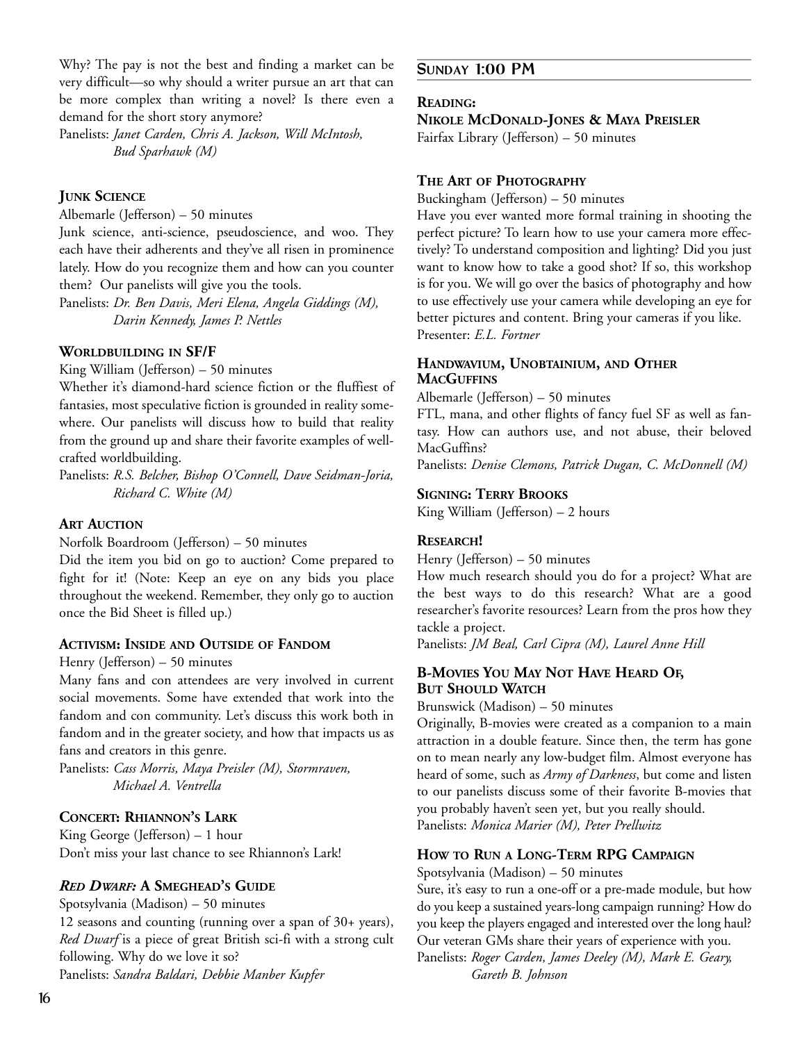Why? The pay is not the best and finding a market can be very difficult—so why should a writer pursue an art that can be more complex than writing a novel? Is there even a demand for the short story anymore?
Panelists: *Janet Carden, Chris A. Jackson, Will McIntosh, Bud Sparhawk (M)*

### Junk Science

Albemarle (Jefferson) – 50 minutes
Junk science, anti-science, pseudoscience, and woo. They each have their adherents and they've all risen in prominence lately. How do you recognize them and how can you counter them? Our panelists will give you the tools.
Panelists: *Dr. Ben Davis, Meri Elena, Angela Giddings (M), Darin Kennedy, James P. Nettles*

### Worldbuilding in SF/F

King William (Jefferson) – 50 minutes
Whether it's diamond-hard science fiction or the fluffiest of fantasies, most speculative fiction is grounded in reality somewhere. Our panelists will discuss how to build that reality from the ground up and share their favorite examples of well-crafted worldbuilding.
Panelists: *R.S. Belcher, Bishop O'Connell, Dave Seidman-Joria, Richard C. White (M)*

### Art Auction

Norfolk Boardroom (Jefferson) – 50 minutes
Did the item you bid on go to auction? Come prepared to fight for it! (Note: Keep an eye on any bids you place throughout the weekend. Remember, they only go to auction once the Bid Sheet is filled up.)

### Activism: Inside and Outside of Fandom

Henry (Jefferson) – 50 minutes
Many fans and con attendees are very involved in current social movements. Some have extended that work into the fandom and con community. Let's discuss this work both in fandom and in the greater society, and how that impacts us as fans and creators in this genre.
Panelists: *Cass Morris, Maya Preisler (M), Stormraven, Michael A. Ventrella*

### Concert: Rhiannon's Lark

King George (Jefferson) – 1 hour
Don't miss your last chance to see Rhiannon's Lark!

### *Red Dwarf:* A Smeghead's Guide

Spotsylvania (Madison) – 50 minutes
12 seasons and counting (running over a span of 30+ years), *Red Dwarf* is a piece of great British sci-fi with a strong cult following. Why do we love it so?
Panelists: *Sandra Baldari, Debbie Manber Kupfer*

## Sunday 1:00 PM

### Reading: Nikole McDonald-Jones & Maya Preisler

Fairfax Library (Jefferson) – 50 minutes

### The Art of Photography

Buckingham (Jefferson) – 50 minutes
Have you ever wanted more formal training in shooting the perfect picture? To learn how to use your camera more effectively? To understand composition and lighting? Did you just want to know how to take a good shot? If so, this workshop is for you. We will go over the basics of photography and how to use effectively use your camera while developing an eye for better pictures and content. Bring your cameras if you like.
Presenter: *E.L. Fortner*

### Handwavium, Unobtainium, and Other MacGuffins

Albemarle (Jefferson) – 50 minutes
FTL, mana, and other flights of fancy fuel SF as well as fantasy. How can authors use, and not abuse, their beloved MacGuffins?
Panelists: *Denise Clemons, Patrick Dugan, C. McDonnell (M)*

### Signing: Terry Brooks

King William (Jefferson) – 2 hours

### Research!

Henry (Jefferson) – 50 minutes
How much research should you do for a project? What are the best ways to do this research? What are a good researcher's favorite resources? Learn from the pros how they tackle a project.
Panelists: *JM Beal, Carl Cipra (M), Laurel Anne Hill*

### B-Movies You May Not Have Heard Of, But Should Watch

Brunswick (Madison) – 50 minutes
Originally, B-movies were created as a companion to a main attraction in a double feature. Since then, the term has gone on to mean nearly any low-budget film. Almost everyone has heard of some, such as *Army of Darkness*, but come and listen to our panelists discuss some of their favorite B-movies that you probably haven't seen yet, but you really should.
Panelists: *Monica Marier (M), Peter Prellwitz*

### How to Run a Long-Term RPG Campaign

Spotsylvania (Madison) – 50 minutes
Sure, it's easy to run a one-off or a pre-made module, but how do you keep a sustained years-long campaign running? How do you keep the players engaged and interested over the long haul? Our veteran GMs share their years of experience with you.
Panelists: *Roger Carden, James Deeley (M), Mark E. Geary, Gareth B. Johnson*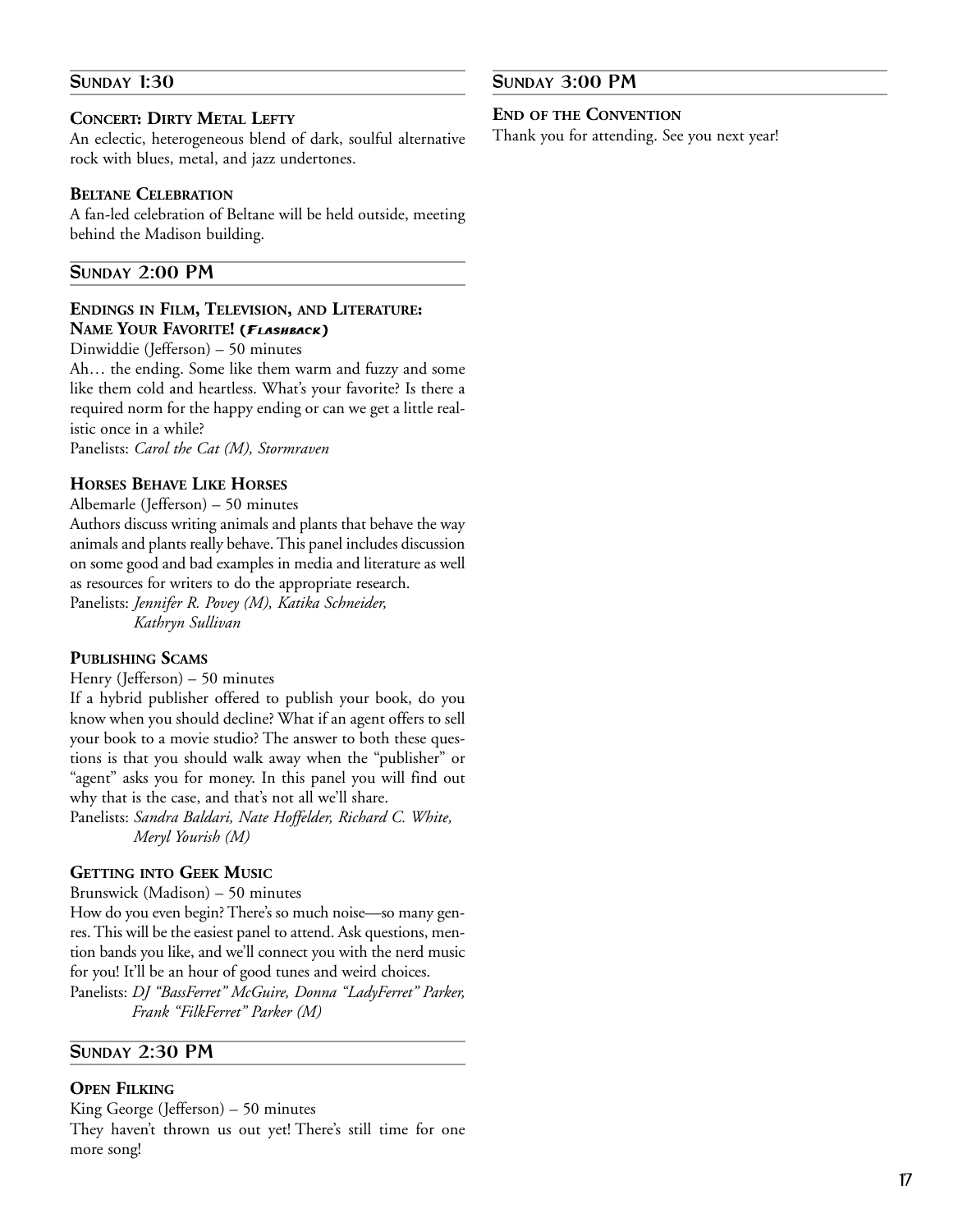## Sunday 1:30

### Concert: Dirty Metal Lefty

An eclectic, heterogeneous blend of dark, soulful alternative rock with blues, metal, and jazz undertones.

### Beltane Celebration

A fan-led celebration of Beltane will be held outside, meeting behind the Madison building.

## Sunday 2:00 PM

### Endings in Film, Television, and Literature: Name Your Favorite! (*Flashback*)

Dinwiddie (Jefferson) – 50 minutes

Ah… the ending. Some like them warm and fuzzy and some like them cold and heartless. What's your favorite? Is there a required norm for the happy ending or can we get a little realistic once in a while?

Panelists: *Carol the Cat (M), Stormraven*

### Horses Behave Like Horses

Albemarle (Jefferson) – 50 minutes

Authors discuss writing animals and plants that behave the way animals and plants really behave. This panel includes discussion on some good and bad examples in media and literature as well as resources for writers to do the appropriate research.

Panelists: *Jennifer R. Povey (M), Katika Schneider, Kathryn Sullivan*

### Publishing Scams

Henry (Jefferson) – 50 minutes

If a hybrid publisher offered to publish your book, do you know when you should decline? What if an agent offers to sell your book to a movie studio? The answer to both these questions is that you should walk away when the "publisher" or "agent" asks you for money. In this panel you will find out why that is the case, and that's not all we'll share.

Panelists: *Sandra Baldari, Nate Hoffelder, Richard C. White, Meryl Yourish (M)*

### Getting into Geek Music

Brunswick (Madison) – 50 minutes

How do you even begin? There's so much noise—so many genres. This will be the easiest panel to attend. Ask questions, mention bands you like, and we'll connect you with the nerd music for you! It'll be an hour of good tunes and weird choices.

Panelists: *DJ "BassFerret" McGuire, Donna "LadyFerret" Parker, Frank "FilkFerret" Parker (M)*

## Sunday 2:30 PM

### Open Filking

King George (Jefferson) – 50 minutes

They haven't thrown us out yet! There's still time for one more song!

## Sunday 3:00 PM

### End of the Convention

Thank you for attending. See you next year!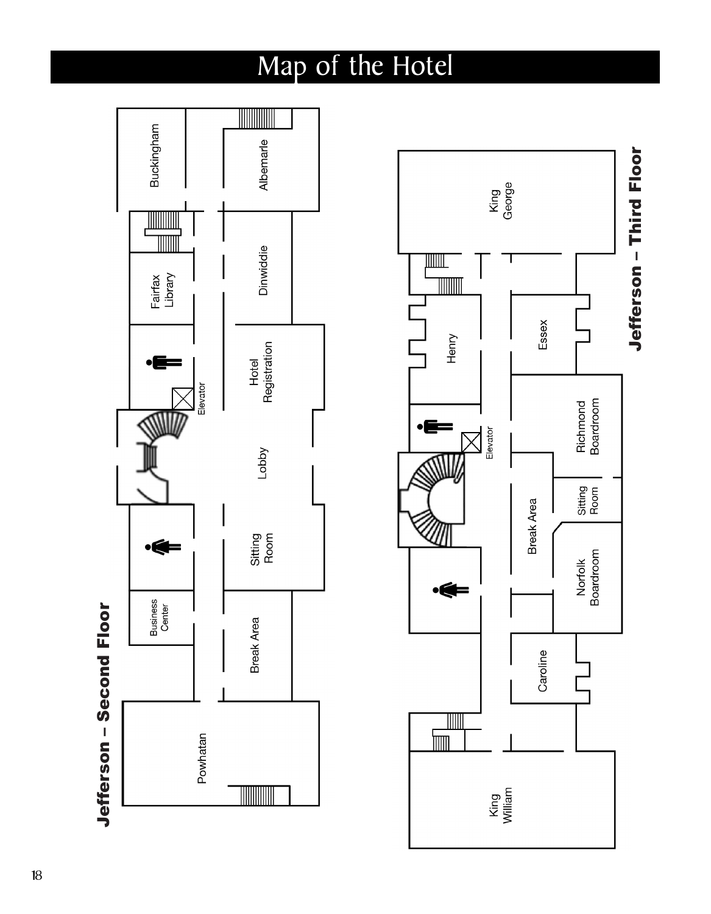# Map of the Hotel

## Jefferson – Second Floor

Buckingham

Albemarle

Fairfax Library

Dinwiddie

Elevator

Hotel Registration

Lobby

Sitting Room

Business Center

Break Area

Powhatan

## Jefferson – Third Floor

King George

Henry

Essex

Elevator

Richmond Boardroom

Sitting Room

Break Area

Norfolk Boardroom

Caroline

King William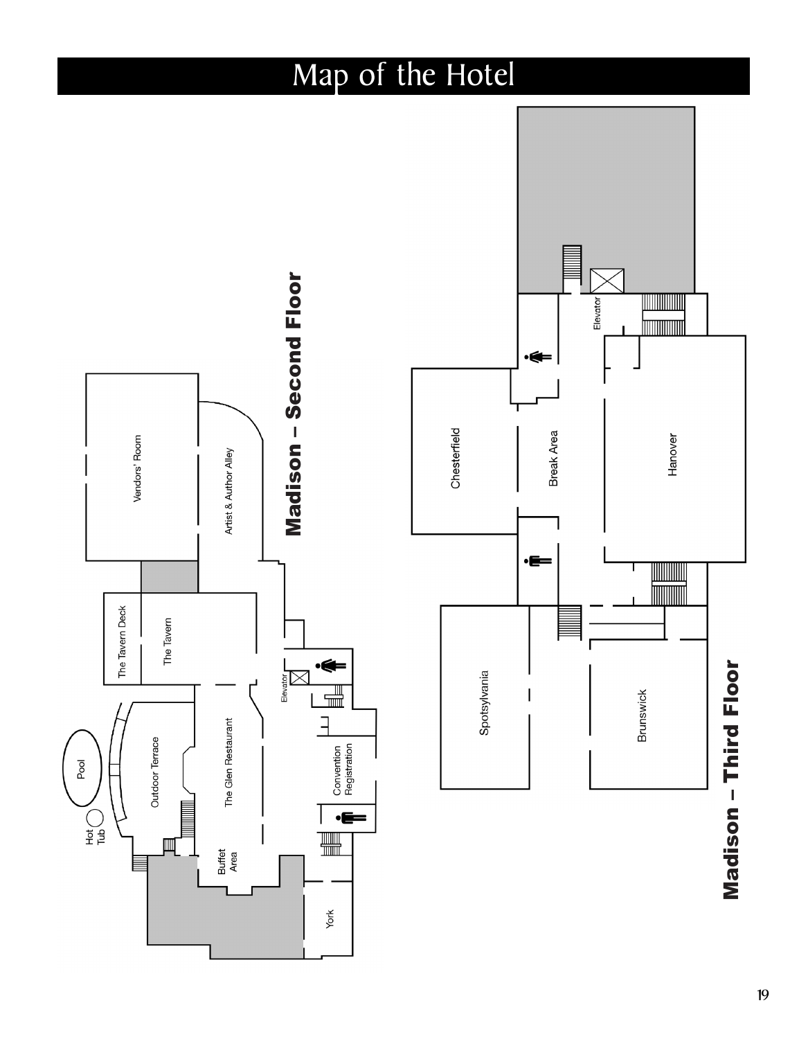# Map of the Hotel

## Madison – Second Floor

Vendors' Room

Artist & Author Alley

The Tavern Deck

The Tavern

Pool

Hot Tub

Outdoor Terrace

The Glen Restaurant

Buffet Area

Elevator

Convention Registration

York

## Madison – Third Floor

Chesterfield

Break Area

Hanover

Elevator

Spotsylvania

Brunswick